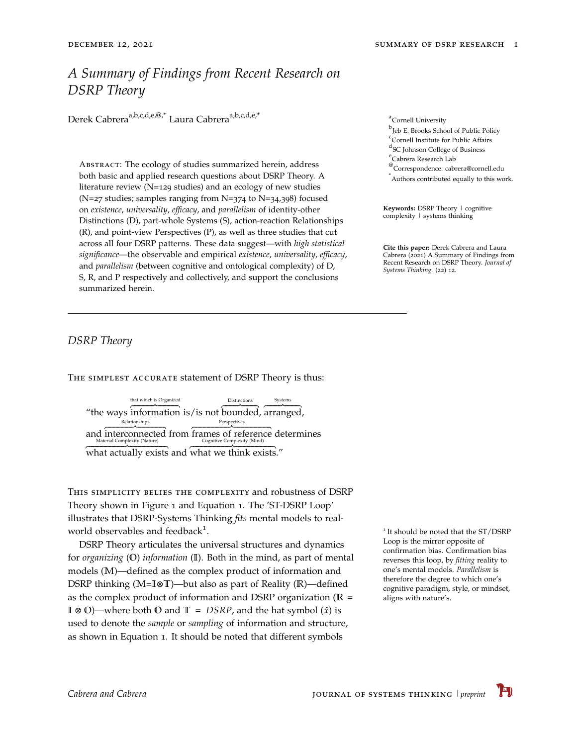# *A Summary of Findings from Recent Research on DSRP Theory*

Derek Cabrera[a,b,c,d,e,@,*] Laura Cabrera[a,b,c,d,e,*]

[a]Cornell University
[b]Jeb E. Brooks School of Public Policy
[c]Cornell Institute for Public Affairs
[d]SC Johnson College of Business
[e]Cabrera Research Lab
[@]Correspondence: cabrera@cornell.edu
[*]Authors contributed equally to this work.

**Keywords:** DSRP Theory | cognitive complexity | systems thinking

**Cite this paper:** Derek Cabrera and Laura Cabrera (2021) A Summary of Findings from Recent Research on DSRP Theory. *Journal of Systems Thinking*. (22) 12.

Abstract: The ecology of studies summarized herein, address both basic and applied research questions about DSRP Theory. A literature review (N=129 studies) and an ecology of new studies (N=27 studies; samples ranging from N=374 to N=34,398) focused on *existence*, *universality*, *efficacy*, and *parallelism* of identity-other Distinctions (D), part-whole Systems (S), action-reaction Relationships (R), and point-view Perspectives (P), as well as three studies that cut across all four DSRP patterns. These data suggest—with *high statistical significance*—the observable and empirical *existence*, *universality*, *efficacy*, and *parallelism* (between cognitive and ontological complexity) of D, S, R, and P respectively and collectively, and support the conclusions summarized herein.

---

## *DSRP Theory*

The simplest accurate statement of DSRP Theory is thus:

$$\text{“the ways } \overbrace{\text{information}}^{\text{that which is Organized}} \text{ is/is not } \overbrace{\text{bounded}}^{\text{Distinctions}}\text{, } \overbrace{\text{arranged}}^{\text{Systems}}\text{,}$$
$$\text{and } \overbrace{\text{interconnected}}^{\text{Relationships}} \text{ from } \overbrace{\text{frames of reference}}^{\text{Perspectives}} \text{ determines}$$
$$\overbrace{\text{what actually exists}}^{\text{Material Complexity (Nature)}} \text{ and } \overbrace{\text{what we think exists}}^{\text{Cognitive Complexity (Mind)}}\text{.”}$$

This simplicity belies the complexity and robustness of DSRP Theory shown in Figure 1 and Equation 1. The 'ST-DSRP Loop' illustrates that DSRP-Systems Thinking *fits* mental models to real-world observables and feedback[1].

[1] It should be noted that the ST/DSRP Loop is the mirror opposite of confirmation bias. Confirmation bias reverses this loop, by *fitting* reality to one's mental models. *Parallelism* is therefore the degree to which one's cognitive paradigm, style, or mindset, aligns with nature's.

DSRP Theory articulates the universal structures and dynamics for *organizing* ($\mathbb{O}$) *information* ($\mathbb{I}$). Both in the mind, as part of mental models ($\mathbb{M}$)—defined as the complex product of information and DSRP thinking ($\mathbb{M}=\mathbb{I}\otimes\mathbb{T}$)—but also as part of Reality ($\mathbb{R}$)—defined as the complex product of information and DSRP organization ($\mathbb{R} = \mathbb{I} \otimes \mathbb{O}$)—where both $\mathbb{O}$ and $\mathbb{T} = DSRP$, and the hat symbol ($\hat{x}$) is used to denote the *sample* or *sampling* of information and structure, as shown in Equation 1. It should be noted that different symbols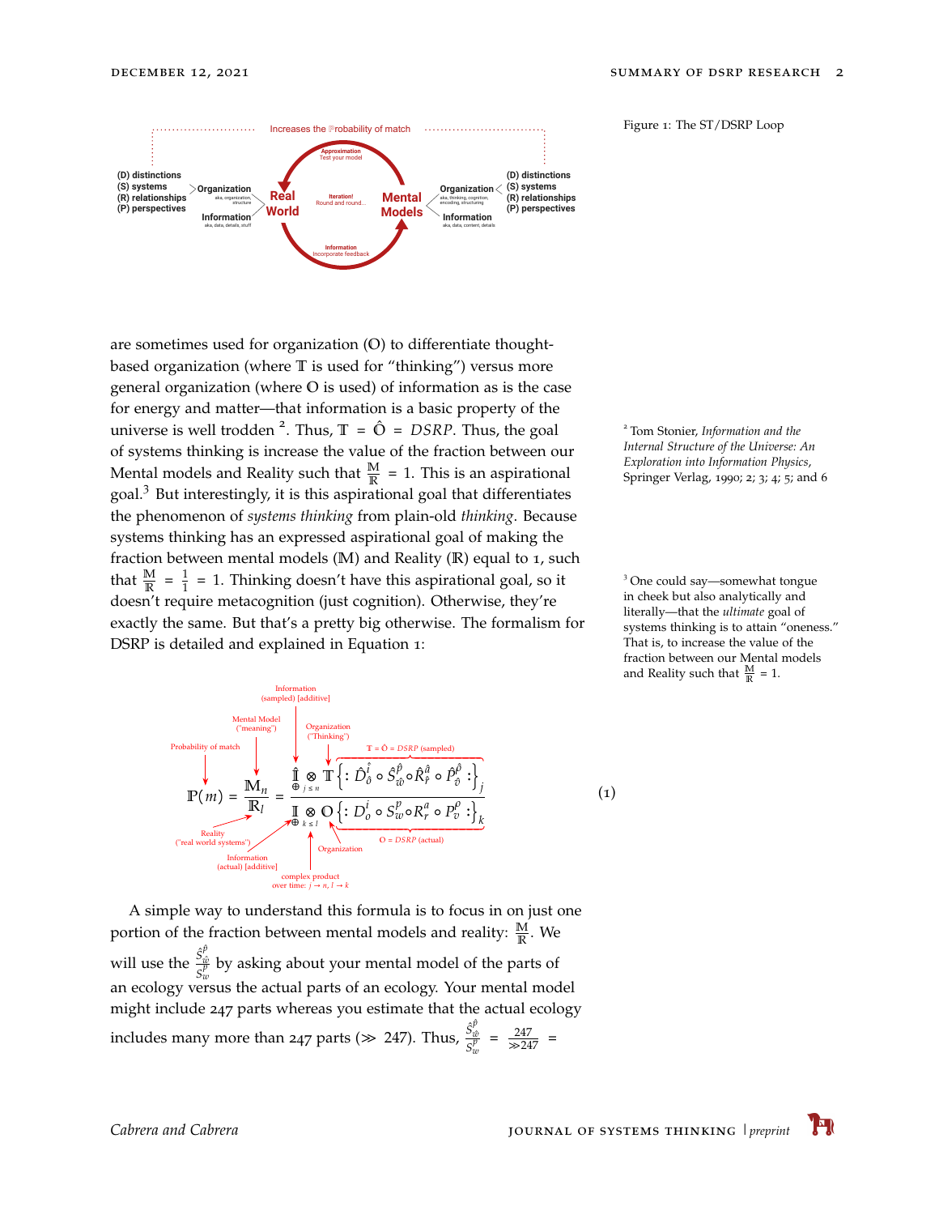Figure 1: The ST/DSRP Loop

are sometimes used for organization ($\mathbb{O}$) to differentiate thought-based organization (where $\mathbb{T}$ is used for "thinking") versus more general organization (where $\mathbb{O}$ is used) of information as is the case for energy and matter—that information is a basic property of the universe is well trodden [2]. Thus, $\mathbb{T} = \hat{\mathbb{O}} = DSRP$. Thus, the goal of systems thinking is increase the value of the fraction between our Mental models and Reality such that $\frac{\mathbb{M}}{\mathbb{R}} = 1$. This is an aspirational goal.[3] But interestingly, it is this aspirational goal that differentiates the phenomenon of *systems thinking* from plain-old *thinking*. Because systems thinking has an expressed aspirational goal of making the fraction between mental models ($\mathbb{M}$) and Reality ($\mathbb{R}$) equal to 1, such that $\frac{\mathbb{M}}{\mathbb{R}} = \frac{1}{1} = 1$. Thinking doesn't have this aspirational goal, so it doesn't require metacognition (just cognition). Otherwise, they're exactly the same. But that's a pretty big otherwise. The formalism for DSRP is detailed and explained in Equation 1:

[2] Tom Stonier, *Information and the Internal Structure of the Universe: An Exploration into Information Physics*, Springer Verlag, 1990; 2; 3; 4; 5; and 6

[3] One could say—somewhat tongue in cheek but also analytically and literally—that the *ultimate* goal of systems thinking is to attain "oneness." That is, to increase the value of the fraction between our Mental models and Reality such that $\frac{\mathbb{M}}{\mathbb{R}} = 1$.

$$\mathbb{P}(m) = \frac{\mathbb{M}_n}{\mathbb{R}_l} = \frac{\hat{\mathbb{I}} \underset{j \le n}{\oplus} \otimes \mathbb{T}\left\{: \hat{D}^{\hat{i}}_{\hat{o}} \circ \hat{S}^{\hat{p}}_{\hat{w}} \circ \hat{R}^{\hat{a}}_{\hat{r}} \circ \hat{P}^{\hat{\rho}}_{\hat{v}} :\right\}_j}{\mathbb{I} \underset{k \le l}{\oplus} \otimes \mathbb{O}\left\{: D^{i}_{o} \circ S^{p}_{w} \circ R^{a}_{r} \circ P^{\rho}_{v} :\right\}_k} \tag{1}$$

(Annotations: Probability of match; Mental Model ("meaning"); Information (sampled) [additive]; Organization ("Thinking"); $\mathbb{T} = \hat{\mathbb{O}} = DSRP$ (sampled); Reality ("real world systems"); Information (actual) [additive]; complex product over time: $j \to n$, $l \to k$; Organization; $\mathbb{O} = DSRP$ (actual))

A simple way to understand this formula is to focus in on just one portion of the fraction between mental models and reality: $\frac{\mathbb{M}}{\mathbb{R}}$. We will use the $\frac{\hat{S}^{\hat{p}}_{\hat{w}}}{S^{p}_{w}}$ by asking about your mental model of the parts of an ecology versus the actual parts of an ecology. Your mental model might include 247 parts whereas you estimate that the actual ecology includes many more than 247 parts ($\gg 247$). Thus, $\frac{\hat{S}^{\hat{p}}_{\hat{w}}}{S^{p}_{w}} = \frac{247}{\gg 247} =$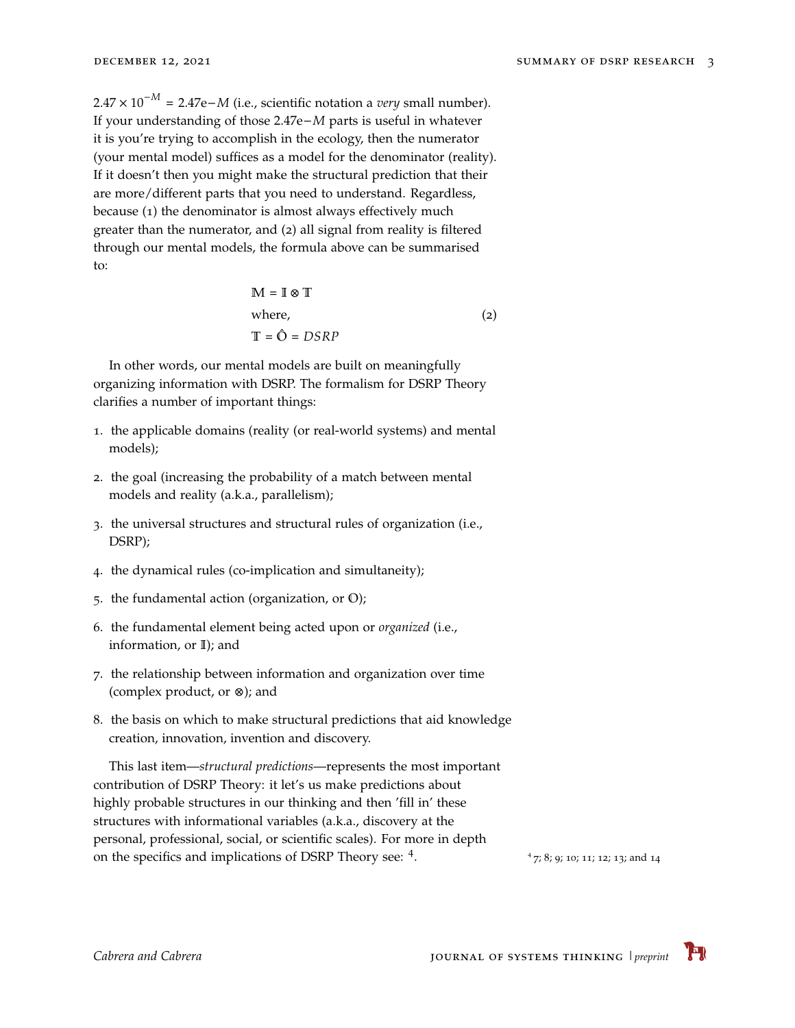$2.47 \times 10^{-M} = 2.47\text{e}{-M}$ (i.e., scientific notation a *very* small number). If your understanding of those $2.47\text{e}{-M}$ parts is useful in whatever it is you're trying to accomplish in the ecology, then the numerator (your mental model) suffices as a model for the denominator (reality). If it doesn't then you might make the structural prediction that their are more/different parts that you need to understand. Regardless, because (1) the denominator is almost always effectively much greater than the numerator, and (2) all signal from reality is filtered through our mental models, the formula above can be summarised to:

$$
\begin{aligned}
&\mathbb{M} = \mathbb{I} \otimes \mathbb{T} \\
&\text{where,} \\
&\mathbb{T} = \hat{\mathbb{O}} = DSRP
\end{aligned}
\tag{2}
$$

In other words, our mental models are built on meaningfully organizing information with DSRP. The formalism for DSRP Theory clarifies a number of important things:

1. the applicable domains (reality (or real-world systems) and mental models);
2. the goal (increasing the probability of a match between mental models and reality (a.k.a., parallelism);
3. the universal structures and structural rules of organization (i.e., DSRP);
4. the dynamical rules (co-implication and simultaneity);
5. the fundamental action (organization, or $\mathbb{O}$);
6. the fundamental element being acted upon or *organized* (i.e., information, or $\mathbb{I}$); and
7. the relationship between information and organization over time (complex product, or $\otimes$); and
8. the basis on which to make structural predictions that aid knowledge creation, innovation, invention and discovery.

This last item—*structural predictions*—represents the most important contribution of DSRP Theory: it let's us make predictions about highly probable structures in our thinking and then 'fill in' these structures with informational variables (a.k.a., discovery at the personal, professional, social, or scientific scales). For more in depth on the specifics and implications of DSRP Theory see: [4].

[4] 7; 8; 9; 10; 11; 12; 13; and 14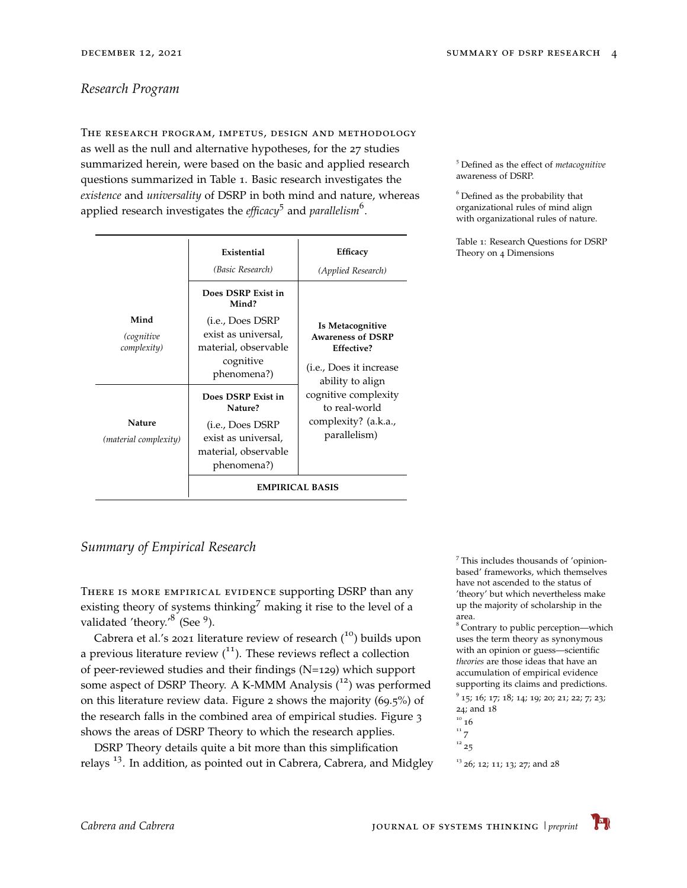## Research Program

The research program, impetus, design and methodology as well as the null and alternative hypotheses, for the 27 studies summarized herein, were based on the basic and applied research questions summarized in Table 1. Basic research investigates the *existence* and *universality* of DSRP in both mind and nature, whereas applied research investigates the *efficacy*[5] and *parallelism*[6].

[5] Defined as the effect of *metacognitive* awareness of DSRP.

[6] Defined as the probability that organizational rules of mind align with organizational rules of nature.

Table 1: Research Questions for DSRP Theory on 4 Dimensions

| | **Existential** *(Basic Research)* | **Efficacy** *(Applied Research)* |
|---|---|---|
| **Mind** *(cognitive complexity)* | **Does DSRP Exist in Mind?** (i.e., Does DSRP exist as universal, material, observable cognitive phenomena?) | **Is Metacognitive Awareness of DSRP Effective?** (i.e., Does it increase ability to align cognitive complexity to real-world complexity? (a.k.a., parallelism) |
| **Nature** *(material complexity)* | **Does DSRP Exist in Nature?** (i.e., Does DSRP exist as universal, material, observable phenomena?) | |
| | **EMPIRICAL BASIS** | |

## Summary of Empirical Research

There is more empirical evidence supporting DSRP than any existing theory of systems thinking[7] making it rise to the level of a validated 'theory.'[8] (See [9]).

Cabrera et al.'s 2021 literature review of research ([10]) builds upon a previous literature review ([11]). These reviews reflect a collection of peer-reviewed studies and their findings (N=129) which support some aspect of DSRP Theory. A K-MMM Analysis ([12]) was performed on this literature review data. Figure 2 shows the majority (69.5%) of the research falls in the combined area of empirical studies. Figure 3 shows the areas of DSRP Theory to which the research applies.

DSRP Theory details quite a bit more than this simplification relays [13]. In addition, as pointed out in Cabrera, Cabrera, and Midgley

[7] This includes thousands of 'opinion-based' frameworks, which themselves have not ascended to the status of 'theory' but which nevertheless make up the majority of scholarship in the area.

[8] Contrary to public perception—which uses the term theory as synonymous with an opinion or guess—scientific *theories* are those ideas that have an accumulation of empirical evidence supporting its claims and predictions.

[9] 15; 16; 17; 18; 14; 19; 20; 21; 22; 7; 23; 24; and 18

[10] 16

[11] 7

[12] 25

[13] 26; 12; 11; 13; 27; and 28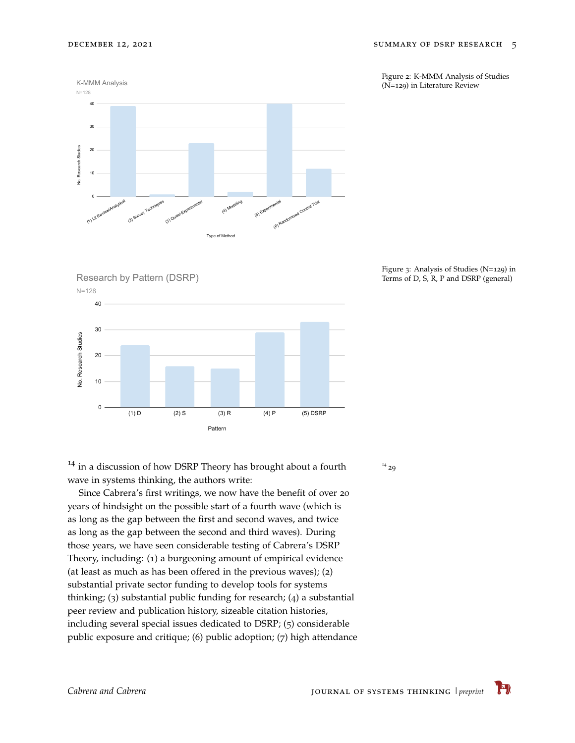Figure 2: K-MMM Analysis of Studies (N=129) in Literature Review

Figure 3: Analysis of Studies (N=129) in Terms of D, S, R, P and DSRP (general)

[14] in a discussion of how DSRP Theory has brought about a fourth wave in systems thinking, the authors write:

[14] 29

Since Cabrera's first writings, we now have the benefit of over 20 years of hindsight on the possible start of a fourth wave (which is as long as the gap between the first and second waves, and twice as long as the gap between the second and third waves). During those years, we have seen considerable testing of Cabrera's DSRP Theory, including: (1) a burgeoning amount of empirical evidence (at least as much as has been offered in the previous waves); (2) substantial private sector funding to develop tools for systems thinking; (3) substantial public funding for research; (4) a substantial peer review and publication history, sizeable citation histories, including several special issues dedicated to DSRP; (5) considerable public exposure and critique; (6) public adoption; (7) high attendance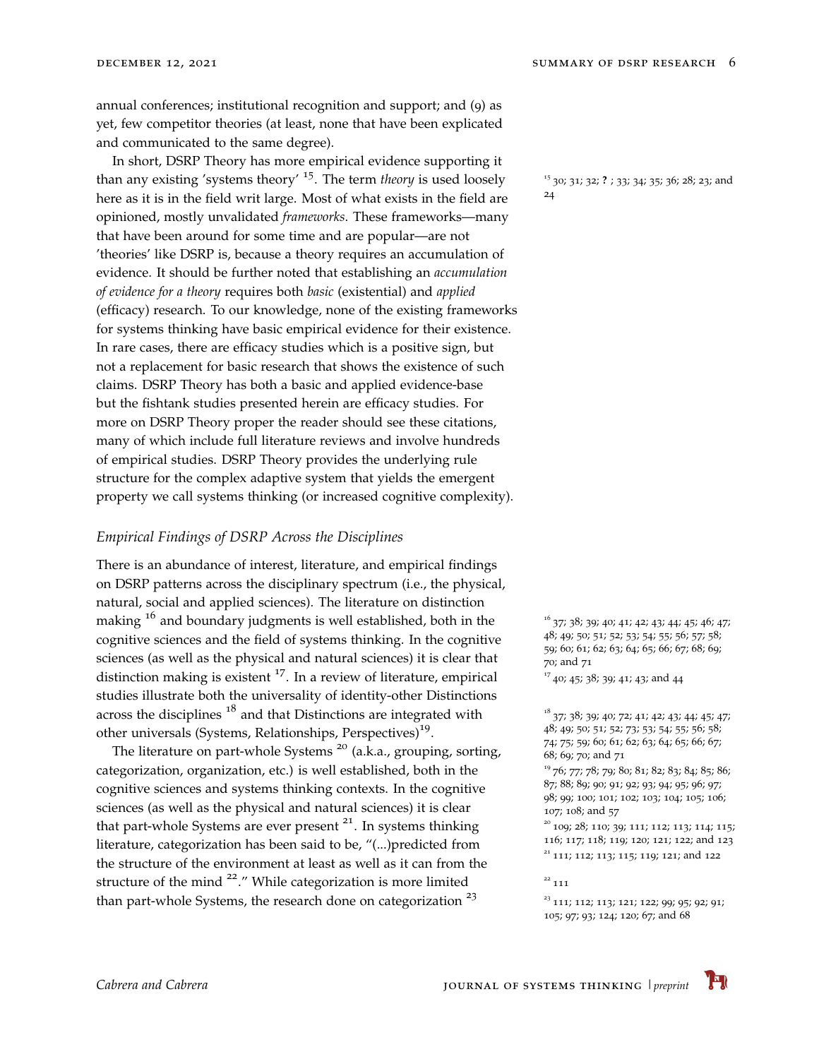annual conferences; institutional recognition and support; and (9) as yet, few competitor theories (at least, none that have been explicated and communicated to the same degree).

In short, DSRP Theory has more empirical evidence supporting it than any existing 'systems theory' [15]. The term *theory* is used loosely here as it is in the field writ large. Most of what exists in the field are opinioned, mostly unvalidated *frameworks*. These frameworks—many that have been around for some time and are popular—are not 'theories' like DSRP is, because a theory requires an accumulation of evidence. It should be further noted that establishing an *accumulation of evidence for a theory* requires both *basic* (existential) and *applied* (efficacy) research. To our knowledge, none of the existing frameworks for systems thinking have basic empirical evidence for their existence. In rare cases, there are efficacy studies which is a positive sign, but not a replacement for basic research that shows the existence of such claims. DSRP Theory has both a basic and applied evidence-base but the fishtank studies presented herein are efficacy studies. For more on DSRP Theory proper the reader should see these citations, many of which include full literature reviews and involve hundreds of empirical studies. DSRP Theory provides the underlying rule structure for the complex adaptive system that yields the emergent property we call systems thinking (or increased cognitive complexity).

[15] 30; 31; 32; **?** ; 33; 34; 35; 36; 28; 23; and 24

### *Empirical Findings of DSRP Across the Disciplines*

There is an abundance of interest, literature, and empirical findings on DSRP patterns across the disciplinary spectrum (i.e., the physical, natural, social and applied sciences). The literature on distinction making [16] and boundary judgments is well established, both in the cognitive sciences and the field of systems thinking. In the cognitive sciences (as well as the physical and natural sciences) it is clear that distinction making is existent [17]. In a review of literature, empirical studies illustrate both the universality of identity-other Distinctions across the disciplines [18] and that Distinctions are integrated with other universals (Systems, Relationships, Perspectives)[19].

The literature on part-whole Systems [20] (a.k.a., grouping, sorting, categorization, organization, etc.) is well established, both in the cognitive sciences and systems thinking contexts. In the cognitive sciences (as well as the physical and natural sciences) it is clear that part-whole Systems are ever present [21]. In systems thinking literature, categorization has been said to be, "(...)predicted from the structure of the environment at least as well as it can from the structure of the mind [22]." While categorization is more limited than part-whole Systems, the research done on categorization [23]

[16] 37; 38; 39; 40; 41; 42; 43; 44; 45; 46; 47; 48; 49; 50; 51; 52; 53; 54; 55; 56; 57; 58; 59; 60; 61; 62; 63; 64; 65; 66; 67; 68; 69; 70; and 71

[17] 40; 45; 38; 39; 41; 43; and 44

[18] 37; 38; 39; 40; 72; 41; 42; 43; 44; 45; 47; 48; 49; 50; 51; 52; 73; 53; 54; 55; 56; 58; 74; 75; 59; 60; 61; 62; 63; 64; 65; 66; 67; 68; 69; 70; and 71

[19] 76; 77; 78; 79; 80; 81; 82; 83; 84; 85; 86; 87; 88; 89; 90; 91; 92; 93; 94; 95; 96; 97; 98; 99; 100; 101; 102; 103; 104; 105; 106; 107; 108; and 57

[20] 109; 28; 110; 39; 111; 112; 113; 114; 115; 116; 117; 118; 119; 120; 121; 122; and 123

[21] 111; 112; 113; 115; 119; 121; and 122

[22] 111

[23] 111; 112; 113; 121; 122; 99; 95; 92; 91; 105; 97; 93; 124; 120; 67; and 68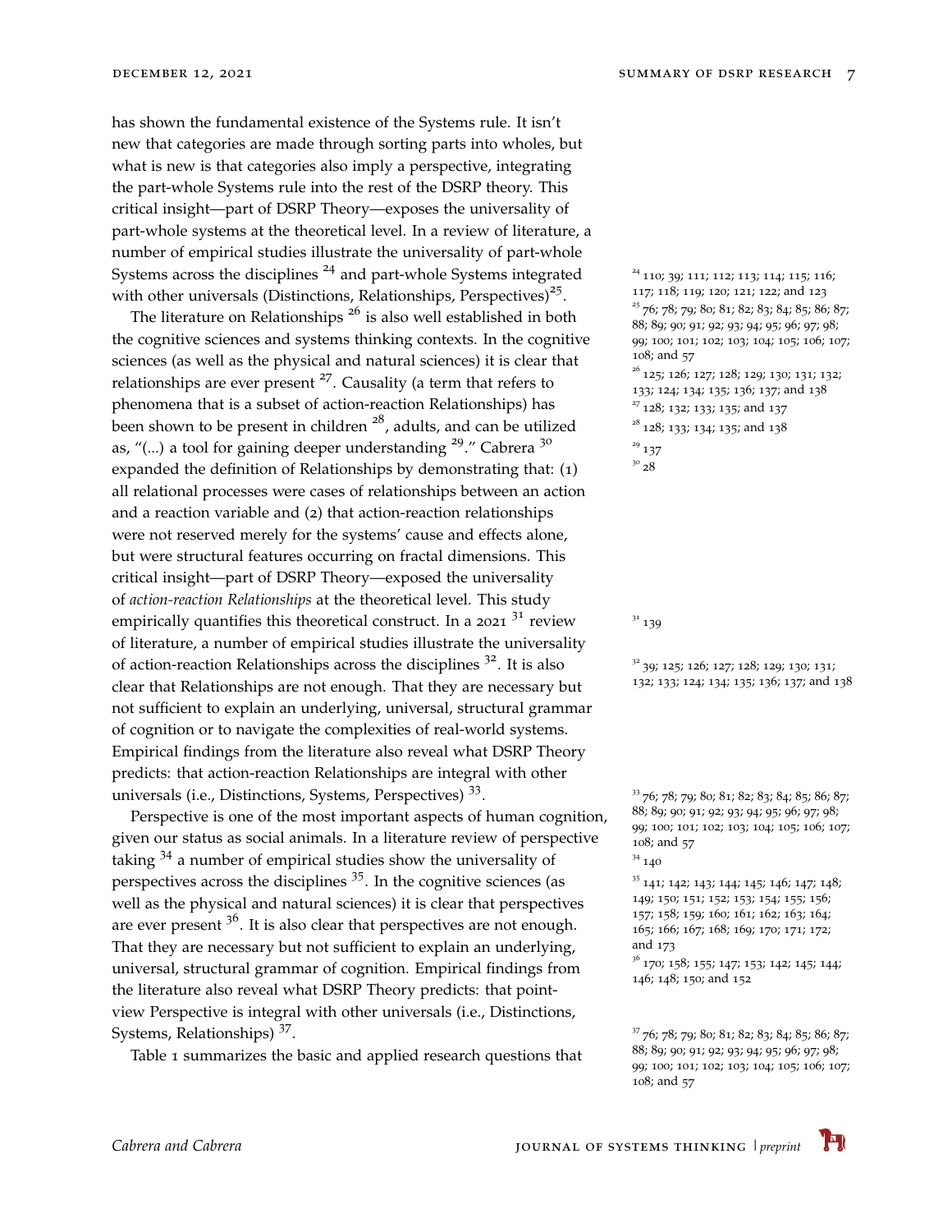has shown the fundamental existence of the Systems rule. It isn't new that categories are made through sorting parts into wholes, but what is new is that categories also imply a perspective, integrating the part-whole Systems rule into the rest of the DSRP theory. This critical insight—part of DSRP Theory—exposes the universality of part-whole systems at the theoretical level. In a review of literature, a number of empirical studies illustrate the universality of part-whole Systems across the disciplines [24] and part-whole Systems integrated with other universals (Distinctions, Relationships, Perspectives)[25].

The literature on Relationships [26] is also well established in both the cognitive sciences and systems thinking contexts. In the cognitive sciences (as well as the physical and natural sciences) it is clear that relationships are ever present [27]. Causality (a term that refers to phenomena that is a subset of action-reaction Relationships) has been shown to be present in children [28], adults, and can be utilized as, "(...) a tool for gaining deeper understanding [29]." Cabrera [30] expanded the definition of Relationships by demonstrating that: (1) all relational processes were cases of relationships between an action and a reaction variable and (2) that action-reaction relationships were not reserved merely for the systems' cause and effects alone, but were structural features occurring on fractal dimensions. This critical insight—part of DSRP Theory—exposed the universality of *action-reaction Relationships* at the theoretical level. This study empirically quantifies this theoretical construct. In a 2021 [31] review of literature, a number of empirical studies illustrate the universality of action-reaction Relationships across the disciplines [32]. It is also clear that Relationships are not enough. That they are necessary but not sufficient to explain an underlying, universal, structural grammar of cognition or to navigate the complexities of real-world systems. Empirical findings from the literature also reveal what DSRP Theory predicts: that action-reaction Relationships are integral with other universals (i.e., Distinctions, Systems, Perspectives) [33].

Perspective is one of the most important aspects of human cognition, given our status as social animals. In a literature review of perspective taking [34] a number of empirical studies show the universality of perspectives across the disciplines [35]. In the cognitive sciences (as well as the physical and natural sciences) it is clear that perspectives are ever present [36]. It is also clear that perspectives are not enough. That they are necessary but not sufficient to explain an underlying, universal, structural grammar of cognition. Empirical findings from the literature also reveal what DSRP Theory predicts: that point-view Perspective is integral with other universals (i.e., Distinctions, Systems, Relationships) [37].

Table 1 summarizes the basic and applied research questions that

[24] 110; 39; 111; 112; 113; 114; 115; 116; 117; 118; 119; 120; 121; 122; and 123

[25] 76; 78; 79; 80; 81; 82; 83; 84; 85; 86; 87; 88; 89; 90; 91; 92; 93; 94; 95; 96; 97; 98; 99; 100; 101; 102; 103; 104; 105; 106; 107; 108; and 57

[26] 125; 126; 127; 128; 129; 130; 131; 132; 133; 124; 134; 135; 136; 137; and 138

[27] 128; 132; 133; 135; and 137

[28] 128; 133; 134; 135; and 138

[29] 137

[30] 28

[31] 139

[32] 39; 125; 126; 127; 128; 129; 130; 131; 132; 133; 124; 134; 135; 136; 137; and 138

[33] 76; 78; 79; 80; 81; 82; 83; 84; 85; 86; 87; 88; 89; 90; 91; 92; 93; 94; 95; 96; 97; 98; 99; 100; 101; 102; 103; 104; 105; 106; 107; 108; and 57

[34] 140

[35] 141; 142; 143; 144; 145; 146; 147; 148; 149; 150; 151; 152; 153; 154; 155; 156; 157; 158; 159; 160; 161; 162; 163; 164; 165; 166; 167; 168; 169; 170; 171; 172; and 173

[36] 170; 158; 155; 147; 153; 142; 145; 144; 146; 148; 150; and 152

[37] 76; 78; 79; 80; 81; 82; 83; 84; 85; 86; 87; 88; 89; 90; 91; 92; 93; 94; 95; 96; 97; 98; 99; 100; 101; 102; 103; 104; 105; 106; 107; 108; and 57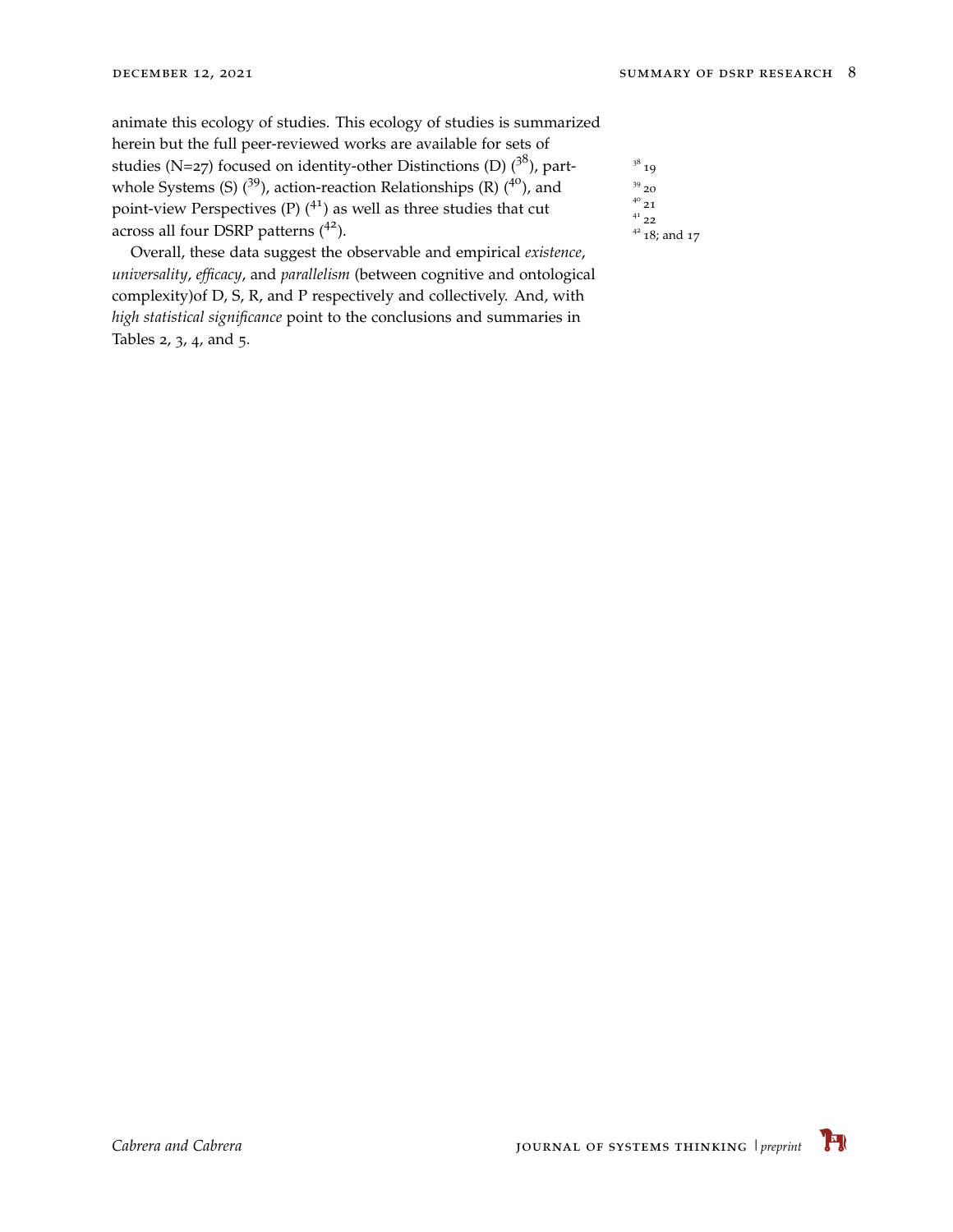animate this ecology of studies. This ecology of studies is summarized herein but the full peer-reviewed works are available for sets of studies (N=27) focused on identity-other Distinctions (D) ([38]), part-whole Systems (S) ([39]), action-reaction Relationships (R) ([40]), and point-view Perspectives (P) ([41]) as well as three studies that cut across all four DSRP patterns ([42]).

Overall, these data suggest the observable and empirical *existence*, *universality*, *efficacy*, and *parallelism* (between cognitive and ontological complexity)of D, S, R, and P respectively and collectively. And, with *high statistical significance* point to the conclusions and summaries in Tables 2, 3, 4, and 5.

[38] 19

[39] 20

[40] 21

[41] 22

[42] 18; and 17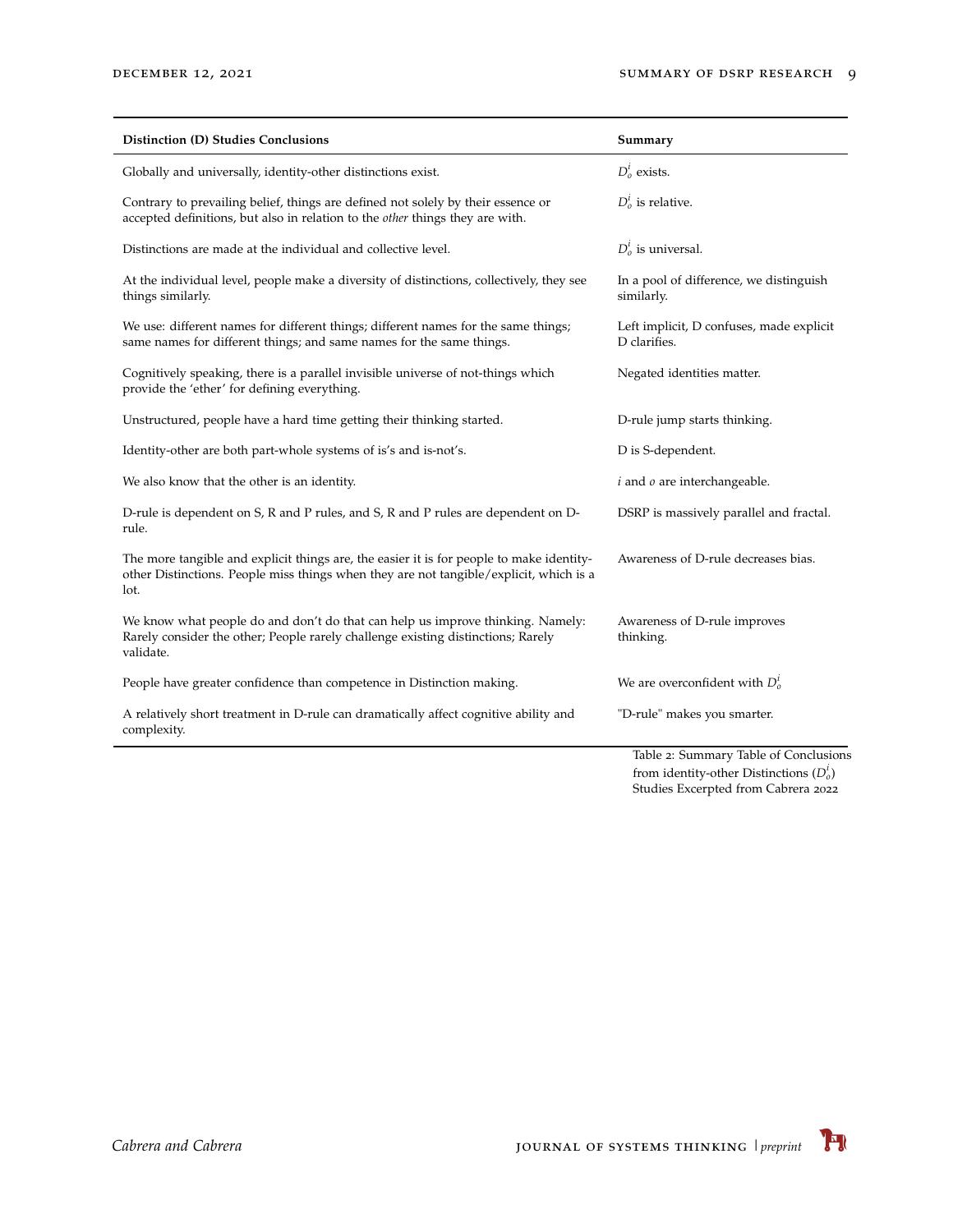| **Distinction (D) Studies Conclusions** | **Summary** |
| --- | --- |
| Globally and universally, identity-other distinctions exist. | $D_o^i$ exists. |
| Contrary to prevailing belief, things are defined not solely by their essence or accepted definitions, but also in relation to the *other* things they are with. | $D_o^i$ is relative. |
| Distinctions are made at the individual and collective level. | $D_o^i$ is universal. |
| At the individual level, people make a diversity of distinctions, collectively, they see things similarly. | In a pool of difference, we distinguish similarly. |
| We use: different names for different things; different names for the same things; same names for different things; and same names for the same things. | Left implicit, D confuses, made explicit D clarifies. |
| Cognitively speaking, there is a parallel invisible universe of not-things which provide the 'ether' for defining everything. | Negated identities matter. |
| Unstructured, people have a hard time getting their thinking started. | D-rule jump starts thinking. |
| Identity-other are both part-whole systems of is's and is-not's. | D is S-dependent. |
| We also know that the other is an identity. | $i$ and $o$ are interchangeable. |
| D-rule is dependent on S, R and P rules, and S, R and P rules are dependent on D-rule. | DSRP is massively parallel and fractal. |
| The more tangible and explicit things are, the easier it is for people to make identity-other Distinctions. People miss things when they are not tangible/explicit, which is a lot. | Awareness of D-rule decreases bias. |
| We know what people do and don't do that can help us improve thinking. Namely: Rarely consider the other; People rarely challenge existing distinctions; Rarely validate. | Awareness of D-rule improves thinking. |
| People have greater confidence than competence in Distinction making. | We are overconfident with $D_o^i$ |
| A relatively short treatment in D-rule can dramatically affect cognitive ability and complexity. | "D-rule" makes you smarter. |

Table 2: Summary Table of Conclusions from identity-other Distinctions ($D_o^i$) Studies Excerpted from Cabrera 2022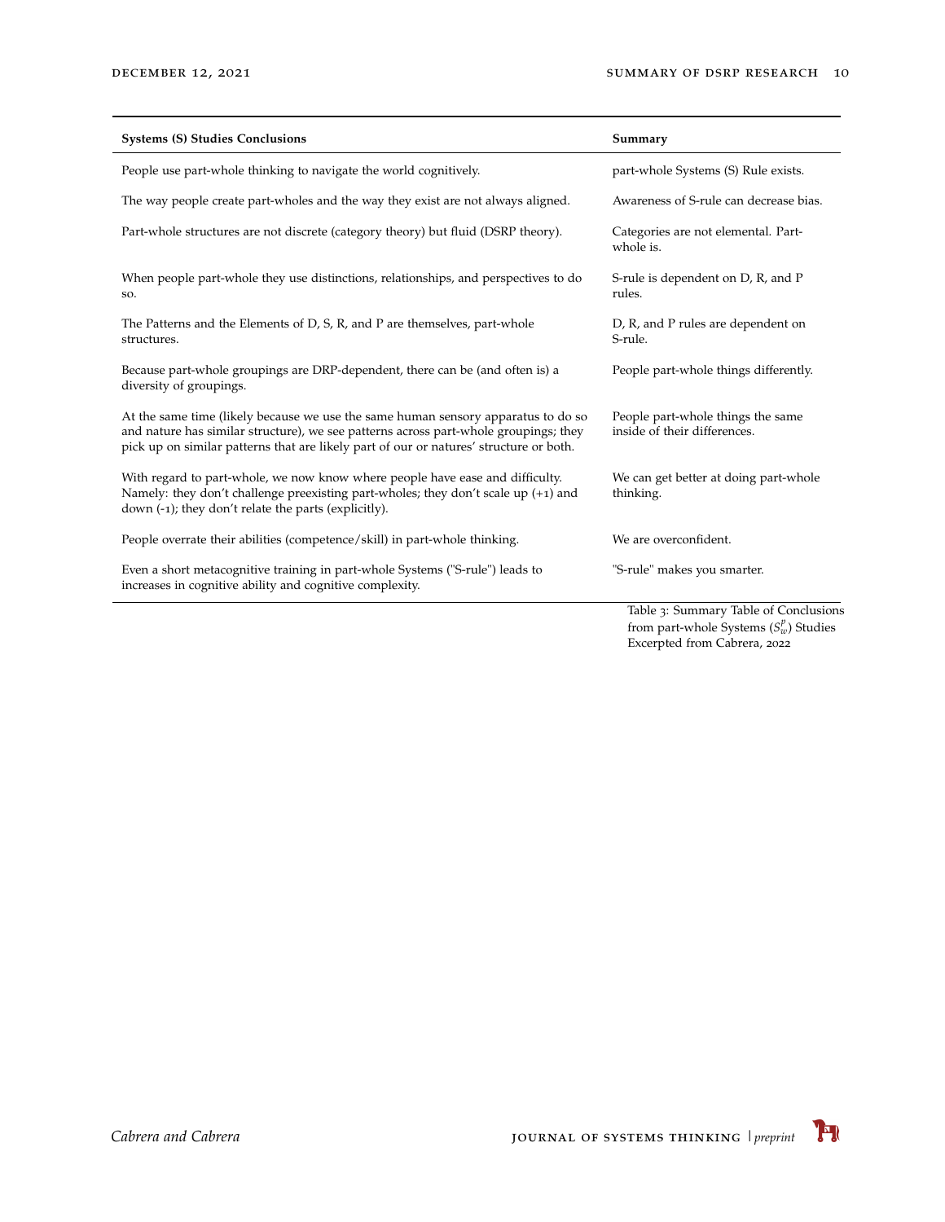| Systems (S) Studies Conclusions | Summary |
|---|---|
| People use part-whole thinking to navigate the world cognitively. | part-whole Systems (S) Rule exists. |
| The way people create part-wholes and the way they exist are not always aligned. | Awareness of S-rule can decrease bias. |
| Part-whole structures are not discrete (category theory) but fluid (DSRP theory). | Categories are not elemental. Part-whole is. |
| When people part-whole they use distinctions, relationships, and perspectives to do so. | S-rule is dependent on D, R, and P rules. |
| The Patterns and the Elements of D, S, R, and P are themselves, part-whole structures. | D, R, and P rules are dependent on S-rule. |
| Because part-whole groupings are DRP-dependent, there can be (and often is) a diversity of groupings. | People part-whole things differently. |
| At the same time (likely because we use the same human sensory apparatus to do so and nature has similar structure), we see patterns across part-whole groupings; they pick up on similar patterns that are likely part of our or natures' structure or both. | People part-whole things the same inside of their differences. |
| With regard to part-whole, we now know where people have ease and difficulty. Namely: they don't challenge preexisting part-wholes; they don't scale up (+1) and down (-1); they don't relate the parts (explicitly). | We can get better at doing part-whole thinking. |
| People overrate their abilities (competence/skill) in part-whole thinking. | We are overconfident. |
| Even a short metacognitive training in part-whole Systems ("S-rule") leads to increases in cognitive ability and cognitive complexity. | "S-rule" makes you smarter. |

Table 3: Summary Table of Conclusions from part-whole Systems ($S_w^p$) Studies Excerpted from Cabrera, 2022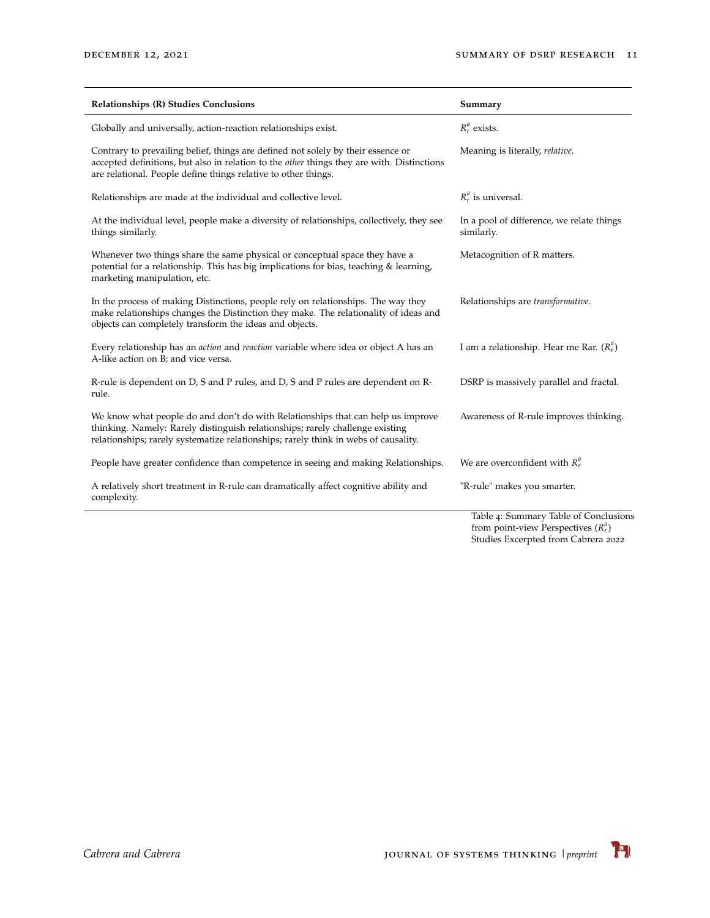| Relationships (R) Studies Conclusions | Summary |
|---|---|
| Globally and universally, action-reaction relationships exist. | $R_r^a$ exists. |
| Contrary to prevailing belief, things are defined not solely by their essence or accepted definitions, but also in relation to the *other* things they are with. Distinctions are relational. People define things relative to other things. | Meaning is literally, *relative*. |
| Relationships are made at the individual and collective level. | $R_r^a$ is universal. |
| At the individual level, people make a diversity of relationships, collectively, they see things similarly. | In a pool of difference, we relate things similarly. |
| Whenever two things share the same physical or conceptual space they have a potential for a relationship. This has big implications for bias, teaching & learning, marketing manipulation, etc. | Metacognition of R matters. |
| In the process of making Distinctions, people rely on relationships. The way they make relationships changes the Distinction they make. The relationality of ideas and objects can completely transform the ideas and objects. | Relationships are *transformative*. |
| Every relationship has an *action* and *reaction* variable where idea or object A has an A-like action on B; and vice versa. | I am a relationship. Hear me Rar. ($R_r^a$) |
| R-rule is dependent on D, S and P rules, and D, S and P rules are dependent on R-rule. | DSRP is massively parallel and fractal. |
| We know what people do and don't do with Relationships that can help us improve thinking. Namely: Rarely distinguish relationships; rarely challenge existing relationships; rarely systematize relationships; rarely think in webs of causality. | Awareness of R-rule improves thinking. |
| People have greater confidence than competence in seeing and making Relationships. | We are overconfident with $R_r^a$ |
| A relatively short treatment in R-rule can dramatically affect cognitive ability and complexity. | "R-rule" makes you smarter. |

Table 4: Summary Table of Conclusions from point-view Perspectives ($R_r^a$) Studies Excerpted from Cabrera 2022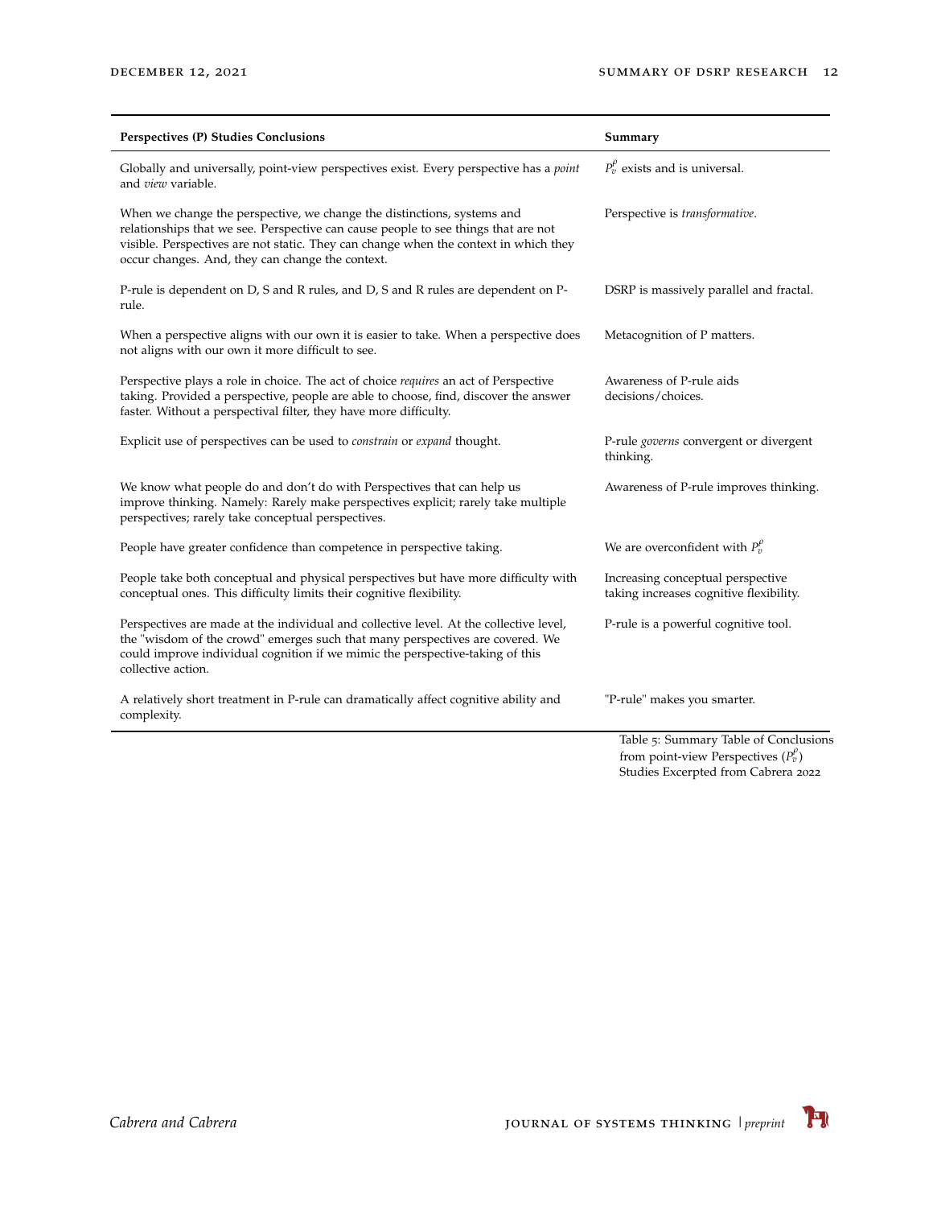| Perspectives (P) Studies Conclusions | Summary |
|---|---|
| Globally and universally, point-view perspectives exist. Every perspective has a *point* and *view* variable. | $P_v^\rho$ exists and is universal. |
| When we change the perspective, we change the distinctions, systems and relationships that we see. Perspective can cause people to see things that are not visible. Perspectives are not static. They can change when the context in which they occur changes. And, they can change the context. | Perspective is *transformative*. |
| P-rule is dependent on D, S and R rules, and D, S and R rules are dependent on P-rule. | DSRP is massively parallel and fractal. |
| When a perspective aligns with our own it is easier to take. When a perspective does not aligns with our own it more difficult to see. | Metacognition of P matters. |
| Perspective plays a role in choice. The act of choice *requires* an act of Perspective taking. Provided a perspective, people are able to choose, find, discover the answer faster. Without a perspectival filter, they have more difficulty. | Awareness of P-rule aids decisions/choices. |
| Explicit use of perspectives can be used to *constrain* or *expand* thought. | P-rule *governs* convergent or divergent thinking. |
| We know what people do and don't do with Perspectives that can help us improve thinking. Namely: Rarely make perspectives explicit; rarely take multiple perspectives; rarely take conceptual perspectives. | Awareness of P-rule improves thinking. |
| People have greater confidence than competence in perspective taking. | We are overconfident with $P_v^\rho$ |
| People take both conceptual and physical perspectives but have more difficulty with conceptual ones. This difficulty limits their cognitive flexibility. | Increasing conceptual perspective taking increases cognitive flexibility. |
| Perspectives are made at the individual and collective level. At the collective level, the "wisdom of the crowd" emerges such that many perspectives are covered. We could improve individual cognition if we mimic the perspective-taking of this collective action. | P-rule is a powerful cognitive tool. |
| A relatively short treatment in P-rule can dramatically affect cognitive ability and complexity. | "P-rule" makes you smarter. |

Table 5: Summary Table of Conclusions from point-view Perspectives ($P_v^\rho$) Studies Excerpted from Cabrera 2022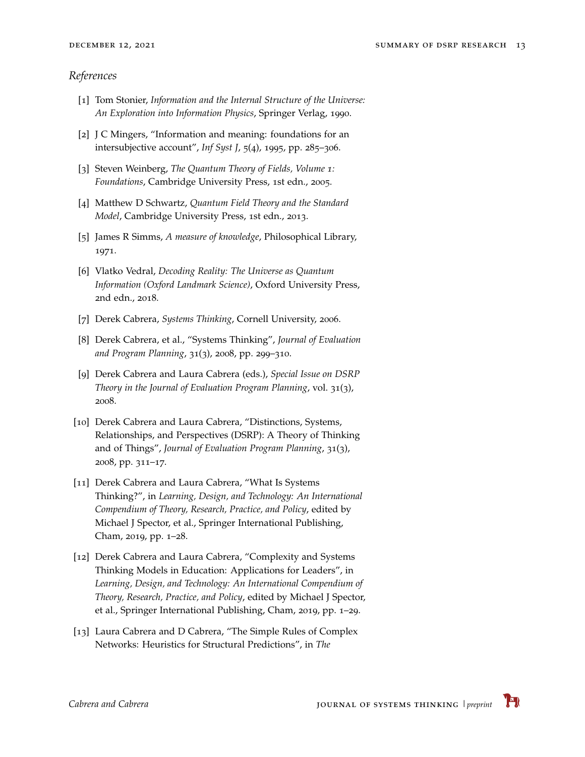## *References*

[1] Tom Stonier, *Information and the Internal Structure of the Universe: An Exploration into Information Physics*, Springer Verlag, 1990.

[2] J C Mingers, "Information and meaning: foundations for an intersubjective account", *Inf Syst J*, 5(4), 1995, pp. 285–306.

[3] Steven Weinberg, *The Quantum Theory of Fields, Volume 1: Foundations*, Cambridge University Press, 1st edn., 2005.

[4] Matthew D Schwartz, *Quantum Field Theory and the Standard Model*, Cambridge University Press, 1st edn., 2013.

[5] James R Simms, *A measure of knowledge*, Philosophical Library, 1971.

[6] Vlatko Vedral, *Decoding Reality: The Universe as Quantum Information (Oxford Landmark Science)*, Oxford University Press, 2nd edn., 2018.

[7] Derek Cabrera, *Systems Thinking*, Cornell University, 2006.

[8] Derek Cabrera, et al., "Systems Thinking", *Journal of Evaluation and Program Planning*, 31(3), 2008, pp. 299–310.

[9] Derek Cabrera and Laura Cabrera (eds.), *Special Issue on DSRP Theory in the Journal of Evaluation Program Planning*, vol. 31(3), 2008.

[10] Derek Cabrera and Laura Cabrera, "Distinctions, Systems, Relationships, and Perspectives (DSRP): A Theory of Thinking and of Things", *Journal of Evaluation Program Planning*, 31(3), 2008, pp. 311–17.

[11] Derek Cabrera and Laura Cabrera, "What Is Systems Thinking?", in *Learning, Design, and Technology: An International Compendium of Theory, Research, Practice, and Policy*, edited by Michael J Spector, et al., Springer International Publishing, Cham, 2019, pp. 1–28.

[12] Derek Cabrera and Laura Cabrera, "Complexity and Systems Thinking Models in Education: Applications for Leaders", in *Learning, Design, and Technology: An International Compendium of Theory, Research, Practice, and Policy*, edited by Michael J Spector, et al., Springer International Publishing, Cham, 2019, pp. 1–29.

[13] Laura Cabrera and D Cabrera, "The Simple Rules of Complex Networks: Heuristics for Structural Predictions", in *The*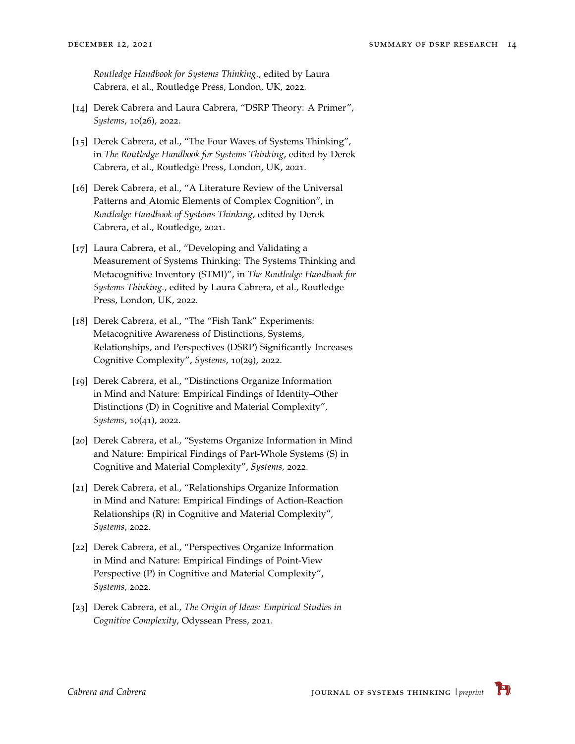*Routledge Handbook for Systems Thinking.*, edited by Laura Cabrera, et al., Routledge Press, London, UK, 2022.

[14] Derek Cabrera and Laura Cabrera, "DSRP Theory: A Primer", *Systems*, 10(26), 2022.

[15] Derek Cabrera, et al., "The Four Waves of Systems Thinking", in *The Routledge Handbook for Systems Thinking*, edited by Derek Cabrera, et al., Routledge Press, London, UK, 2021.

[16] Derek Cabrera, et al., "A Literature Review of the Universal Patterns and Atomic Elements of Complex Cognition", in *Routledge Handbook of Systems Thinking*, edited by Derek Cabrera, et al., Routledge, 2021.

[17] Laura Cabrera, et al., "Developing and Validating a Measurement of Systems Thinking: The Systems Thinking and Metacognitive Inventory (STMI)", in *The Routledge Handbook for Systems Thinking.*, edited by Laura Cabrera, et al., Routledge Press, London, UK, 2022.

[18] Derek Cabrera, et al., "The "Fish Tank" Experiments: Metacognitive Awareness of Distinctions, Systems, Relationships, and Perspectives (DSRP) Significantly Increases Cognitive Complexity", *Systems*, 10(29), 2022.

[19] Derek Cabrera, et al., "Distinctions Organize Information in Mind and Nature: Empirical Findings of Identity–Other Distinctions (D) in Cognitive and Material Complexity", *Systems*, 10(41), 2022.

[20] Derek Cabrera, et al., "Systems Organize Information in Mind and Nature: Empirical Findings of Part-Whole Systems (S) in Cognitive and Material Complexity", *Systems*, 2022.

[21] Derek Cabrera, et al., "Relationships Organize Information in Mind and Nature: Empirical Findings of Action-Reaction Relationships (R) in Cognitive and Material Complexity", *Systems*, 2022.

[22] Derek Cabrera, et al., "Perspectives Organize Information in Mind and Nature: Empirical Findings of Point-View Perspective (P) in Cognitive and Material Complexity", *Systems*, 2022.

[23] Derek Cabrera, et al., *The Origin of Ideas: Empirical Studies in Cognitive Complexity*, Odyssean Press, 2021.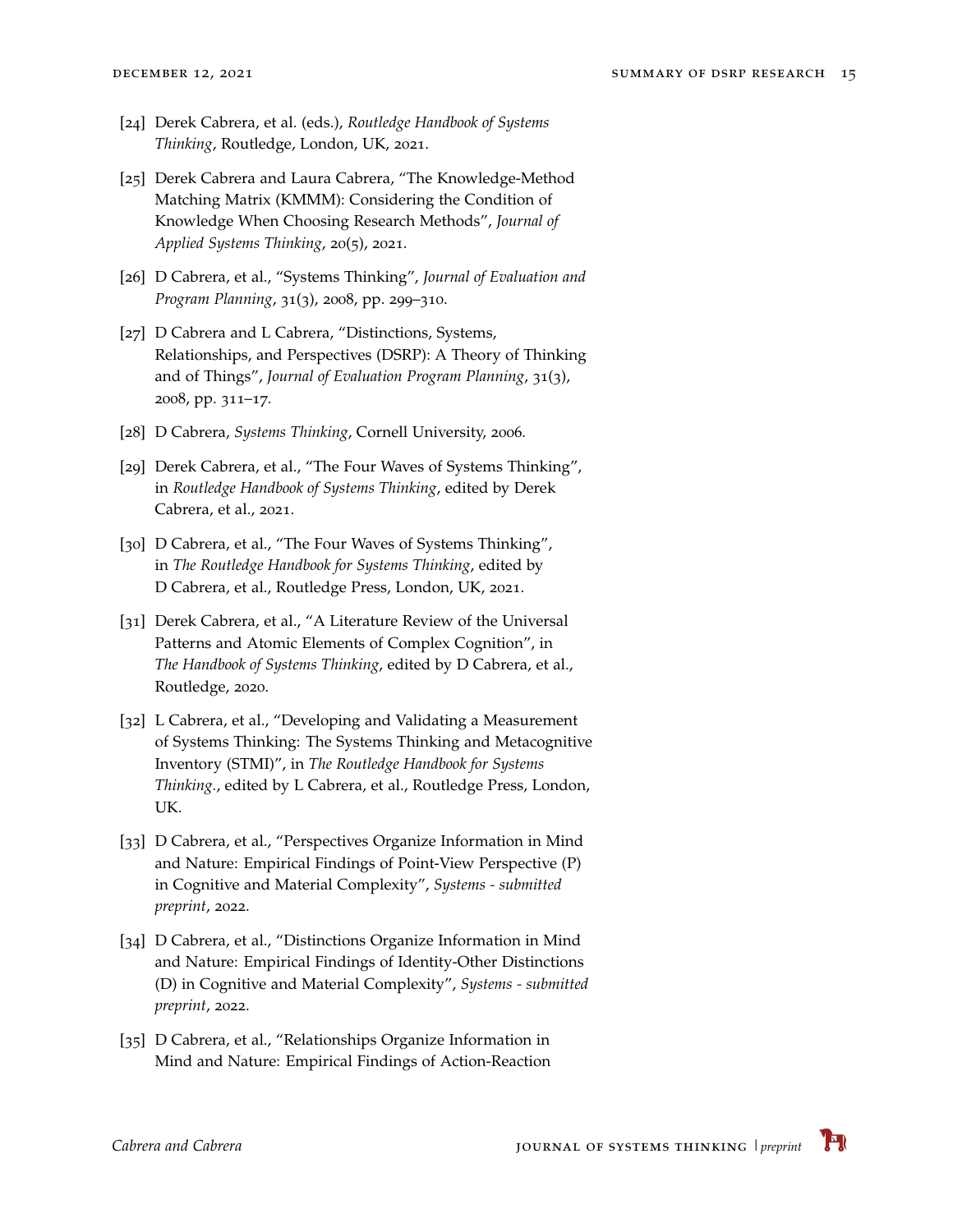[24] Derek Cabrera, et al. (eds.), *Routledge Handbook of Systems Thinking*, Routledge, London, UK, 2021.

[25] Derek Cabrera and Laura Cabrera, "The Knowledge-Method Matching Matrix (KMMM): Considering the Condition of Knowledge When Choosing Research Methods", *Journal of Applied Systems Thinking*, 20(5), 2021.

[26] D Cabrera, et al., "Systems Thinking", *Journal of Evaluation and Program Planning*, 31(3), 2008, pp. 299–310.

[27] D Cabrera and L Cabrera, "Distinctions, Systems, Relationships, and Perspectives (DSRP): A Theory of Thinking and of Things", *Journal of Evaluation Program Planning*, 31(3), 2008, pp. 311–17.

[28] D Cabrera, *Systems Thinking*, Cornell University, 2006.

[29] Derek Cabrera, et al., "The Four Waves of Systems Thinking", in *Routledge Handbook of Systems Thinking*, edited by Derek Cabrera, et al., 2021.

[30] D Cabrera, et al., "The Four Waves of Systems Thinking", in *The Routledge Handbook for Systems Thinking*, edited by D Cabrera, et al., Routledge Press, London, UK, 2021.

[31] Derek Cabrera, et al., "A Literature Review of the Universal Patterns and Atomic Elements of Complex Cognition", in *The Handbook of Systems Thinking*, edited by D Cabrera, et al., Routledge, 2020.

[32] L Cabrera, et al., "Developing and Validating a Measurement of Systems Thinking: The Systems Thinking and Metacognitive Inventory (STMI)", in *The Routledge Handbook for Systems Thinking.*, edited by L Cabrera, et al., Routledge Press, London, UK.

[33] D Cabrera, et al., "Perspectives Organize Information in Mind and Nature: Empirical Findings of Point-View Perspective (P) in Cognitive and Material Complexity", *Systems - submitted preprint*, 2022.

[34] D Cabrera, et al., "Distinctions Organize Information in Mind and Nature: Empirical Findings of Identity-Other Distinctions (D) in Cognitive and Material Complexity", *Systems - submitted preprint*, 2022.

[35] D Cabrera, et al., "Relationships Organize Information in Mind and Nature: Empirical Findings of Action-Reaction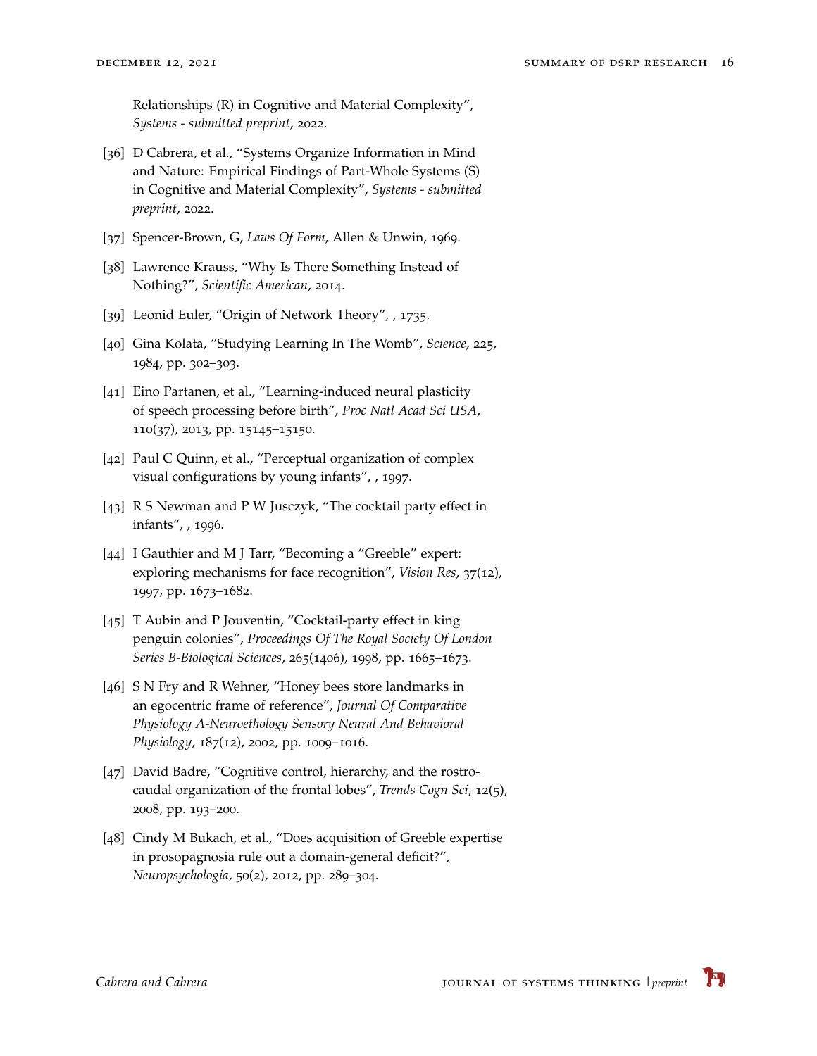Relationships (R) in Cognitive and Material Complexity", *Systems - submitted preprint*, 2022.

[36] D Cabrera, et al., "Systems Organize Information in Mind and Nature: Empirical Findings of Part-Whole Systems (S) in Cognitive and Material Complexity", *Systems - submitted preprint*, 2022.

[37] Spencer-Brown, G, *Laws Of Form*, Allen & Unwin, 1969.

[38] Lawrence Krauss, "Why Is There Something Instead of Nothing?", *Scientific American*, 2014.

[39] Leonid Euler, "Origin of Network Theory", , 1735.

[40] Gina Kolata, "Studying Learning In The Womb", *Science*, 225, 1984, pp. 302–303.

[41] Eino Partanen, et al., "Learning-induced neural plasticity of speech processing before birth", *Proc Natl Acad Sci USA*, 110(37), 2013, pp. 15145–15150.

[42] Paul C Quinn, et al., "Perceptual organization of complex visual configurations by young infants", , 1997.

[43] R S Newman and P W Jusczyk, "The cocktail party effect in infants", , 1996.

[44] I Gauthier and M J Tarr, "Becoming a "Greeble" expert: exploring mechanisms for face recognition", *Vision Res*, 37(12), 1997, pp. 1673–1682.

[45] T Aubin and P Jouventin, "Cocktail-party effect in king penguin colonies", *Proceedings Of The Royal Society Of London Series B-Biological Sciences*, 265(1406), 1998, pp. 1665–1673.

[46] S N Fry and R Wehner, "Honey bees store landmarks in an egocentric frame of reference", *Journal Of Comparative Physiology A-Neuroethology Sensory Neural And Behavioral Physiology*, 187(12), 2002, pp. 1009–1016.

[47] David Badre, "Cognitive control, hierarchy, and the rostro-caudal organization of the frontal lobes", *Trends Cogn Sci*, 12(5), 2008, pp. 193–200.

[48] Cindy M Bukach, et al., "Does acquisition of Greeble expertise in prosopagnosia rule out a domain-general deficit?", *Neuropsychologia*, 50(2), 2012, pp. 289–304.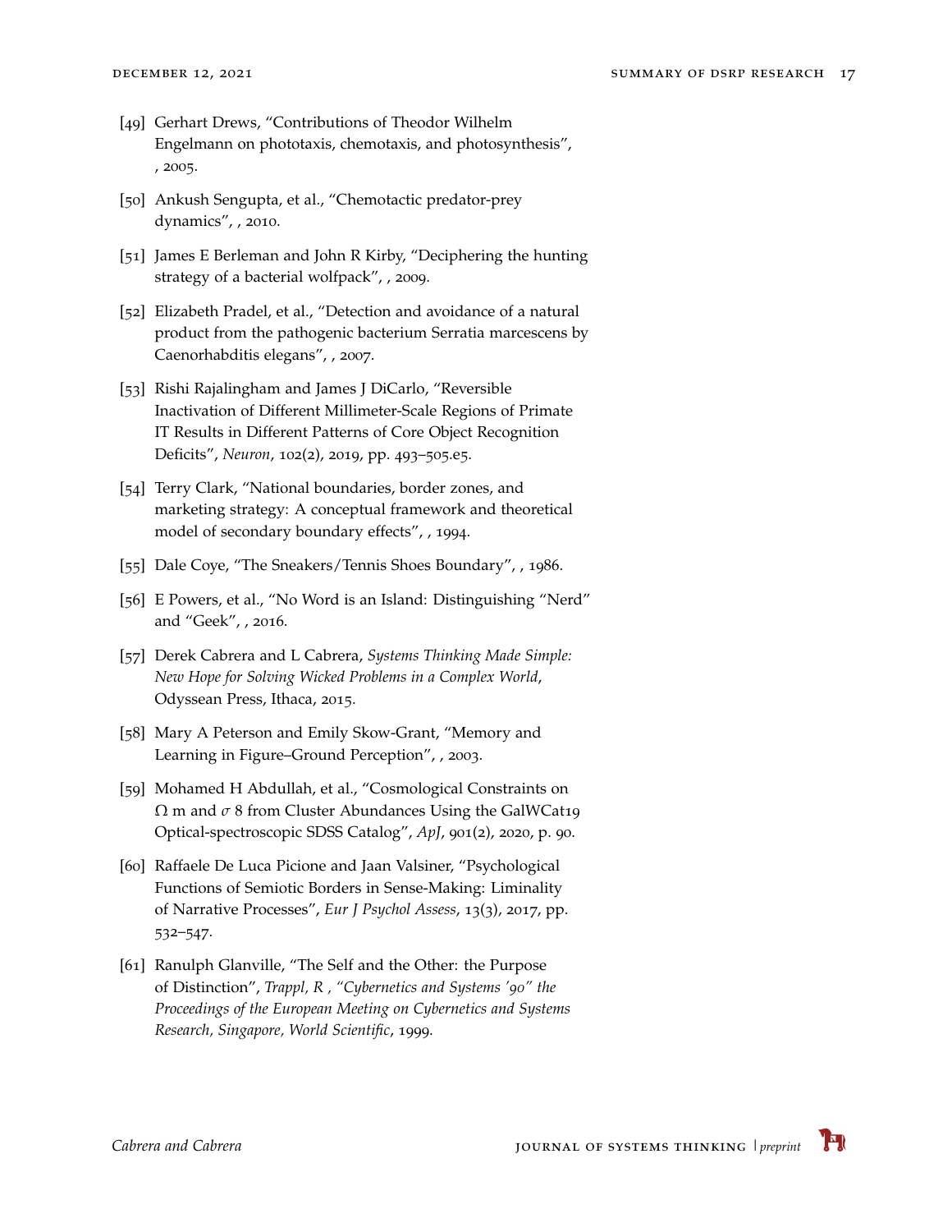[49] Gerhart Drews, "Contributions of Theodor Wilhelm Engelmann on phototaxis, chemotaxis, and photosynthesis", , 2005.

[50] Ankush Sengupta, et al., "Chemotactic predator-prey dynamics", , 2010.

[51] James E Berleman and John R Kirby, "Deciphering the hunting strategy of a bacterial wolfpack", , 2009.

[52] Elizabeth Pradel, et al., "Detection and avoidance of a natural product from the pathogenic bacterium Serratia marcescens by Caenorhabditis elegans", , 2007.

[53] Rishi Rajalingham and James J DiCarlo, "Reversible Inactivation of Different Millimeter-Scale Regions of Primate IT Results in Different Patterns of Core Object Recognition Deficits", *Neuron*, 102(2), 2019, pp. 493–505.e5.

[54] Terry Clark, "National boundaries, border zones, and marketing strategy: A conceptual framework and theoretical model of secondary boundary effects", , 1994.

[55] Dale Coye, "The Sneakers/Tennis Shoes Boundary", , 1986.

[56] E Powers, et al., "No Word is an Island: Distinguishing "Nerd" and "Geek", , 2016.

[57] Derek Cabrera and L Cabrera, *Systems Thinking Made Simple: New Hope for Solving Wicked Problems in a Complex World*, Odyssean Press, Ithaca, 2015.

[58] Mary A Peterson and Emily Skow-Grant, "Memory and Learning in Figure–Ground Perception", , 2003.

[59] Mohamed H Abdullah, et al., "Cosmological Constraints on $\Omega$ m and $\sigma$ 8 from Cluster Abundances Using the GalWCat19 Optical-spectroscopic SDSS Catalog", *ApJ*, 901(2), 2020, p. 90.

[60] Raffaele De Luca Picione and Jaan Valsiner, "Psychological Functions of Semiotic Borders in Sense-Making: Liminality of Narrative Processes", *Eur J Psychol Assess*, 13(3), 2017, pp. 532–547.

[61] Ranulph Glanville, "The Self and the Other: the Purpose of Distinction", *Trappl, R , "Cybernetics and Systems '90" the Proceedings of the European Meeting on Cybernetics and Systems Research, Singapore, World Scientific*, 1999.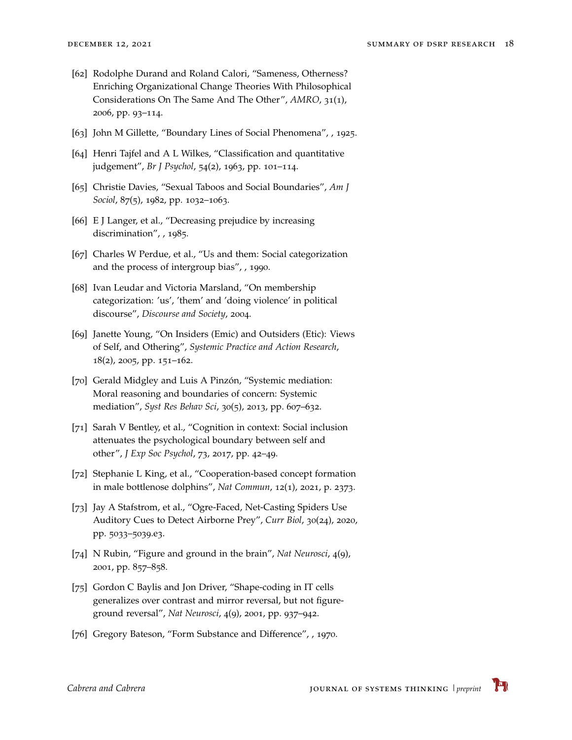[62] Rodolphe Durand and Roland Calori, "Sameness, Otherness? Enriching Organizational Change Theories With Philosophical Considerations On The Same And The Other", *AMRO*, 31(1), 2006, pp. 93–114.

[63] John M Gillette, "Boundary Lines of Social Phenomena", , 1925.

[64] Henri Tajfel and A L Wilkes, "Classification and quantitative judgement", *Br J Psychol*, 54(2), 1963, pp. 101–114.

[65] Christie Davies, "Sexual Taboos and Social Boundaries", *Am J Sociol*, 87(5), 1982, pp. 1032–1063.

[66] E J Langer, et al., "Decreasing prejudice by increasing discrimination", , 1985.

[67] Charles W Perdue, et al., "Us and them: Social categorization and the process of intergroup bias", , 1990.

[68] Ivan Leudar and Victoria Marsland, "On membership categorization: 'us', 'them' and 'doing violence' in political discourse", *Discourse and Society*, 2004.

[69] Janette Young, "On Insiders (Emic) and Outsiders (Etic): Views of Self, and Othering", *Systemic Practice and Action Research*, 18(2), 2005, pp. 151–162.

[70] Gerald Midgley and Luis A Pinzón, "Systemic mediation: Moral reasoning and boundaries of concern: Systemic mediation", *Syst Res Behav Sci*, 30(5), 2013, pp. 607–632.

[71] Sarah V Bentley, et al., "Cognition in context: Social inclusion attenuates the psychological boundary between self and other", *J Exp Soc Psychol*, 73, 2017, pp. 42–49.

[72] Stephanie L King, et al., "Cooperation-based concept formation in male bottlenose dolphins", *Nat Commun*, 12(1), 2021, p. 2373.

[73] Jay A Stafstrom, et al., "Ogre-Faced, Net-Casting Spiders Use Auditory Cues to Detect Airborne Prey", *Curr Biol*, 30(24), 2020, pp. 5033–5039.e3.

[74] N Rubin, "Figure and ground in the brain", *Nat Neurosci*, 4(9), 2001, pp. 857–858.

[75] Gordon C Baylis and Jon Driver, "Shape-coding in IT cells generalizes over contrast and mirror reversal, but not figure-ground reversal", *Nat Neurosci*, 4(9), 2001, pp. 937–942.

[76] Gregory Bateson, "Form Substance and Difference", , 1970.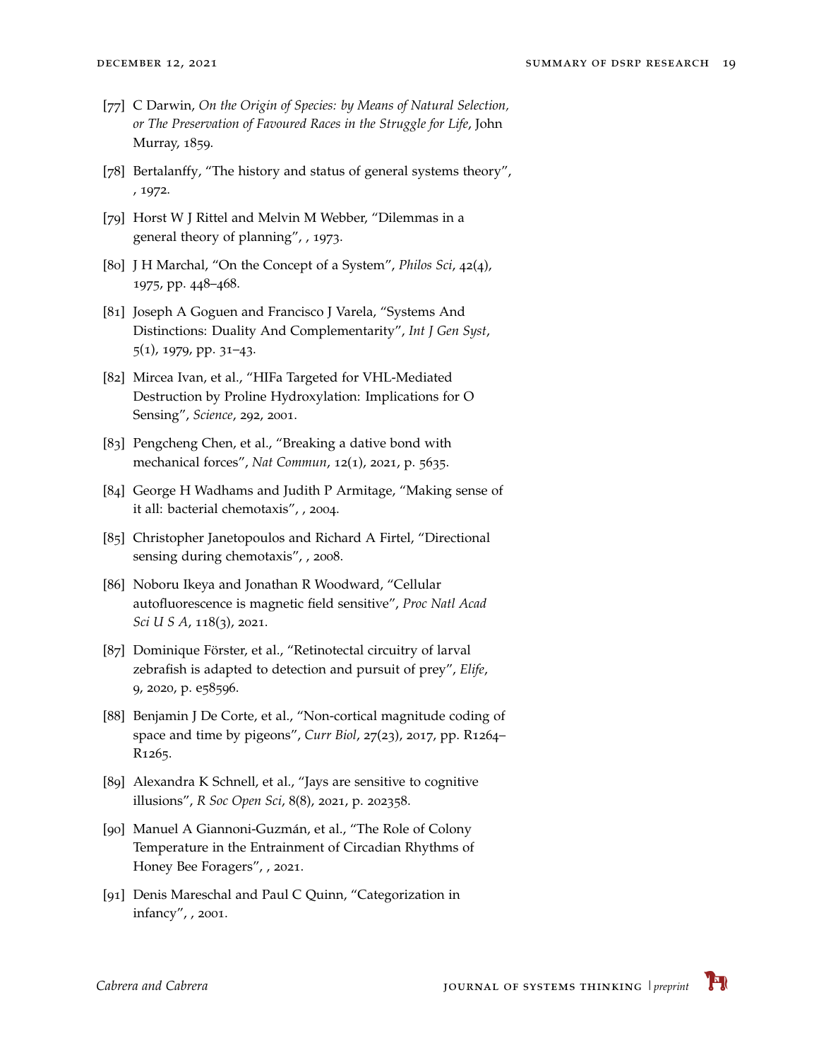[77] C Darwin, *On the Origin of Species: by Means of Natural Selection, or The Preservation of Favoured Races in the Struggle for Life*, John Murray, 1859.

[78] Bertalanffy, "The history and status of general systems theory", , 1972.

[79] Horst W J Rittel and Melvin M Webber, "Dilemmas in a general theory of planning", , 1973.

[80] J H Marchal, "On the Concept of a System", *Philos Sci*, 42(4), 1975, pp. 448–468.

[81] Joseph A Goguen and Francisco J Varela, "Systems And Distinctions: Duality And Complementarity", *Int J Gen Syst*, 5(1), 1979, pp. 31–43.

[82] Mircea Ivan, et al., "HIFa Targeted for VHL-Mediated Destruction by Proline Hydroxylation: Implications for O Sensing", *Science*, 292, 2001.

[83] Pengcheng Chen, et al., "Breaking a dative bond with mechanical forces", *Nat Commun*, 12(1), 2021, p. 5635.

[84] George H Wadhams and Judith P Armitage, "Making sense of it all: bacterial chemotaxis", , 2004.

[85] Christopher Janetopoulos and Richard A Firtel, "Directional sensing during chemotaxis", , 2008.

[86] Noboru Ikeya and Jonathan R Woodward, "Cellular autofluorescence is magnetic field sensitive", *Proc Natl Acad Sci U S A*, 118(3), 2021.

[87] Dominique Förster, et al., "Retinotectal circuitry of larval zebrafish is adapted to detection and pursuit of prey", *Elife*, 9, 2020, p. e58596.

[88] Benjamin J De Corte, et al., "Non-cortical magnitude coding of space and time by pigeons", *Curr Biol*, 27(23), 2017, pp. R1264–R1265.

[89] Alexandra K Schnell, et al., "Jays are sensitive to cognitive illusions", *R Soc Open Sci*, 8(8), 2021, p. 202358.

[90] Manuel A Giannoni-Guzmán, et al., "The Role of Colony Temperature in the Entrainment of Circadian Rhythms of Honey Bee Foragers", , 2021.

[91] Denis Mareschal and Paul C Quinn, "Categorization in infancy", , 2001.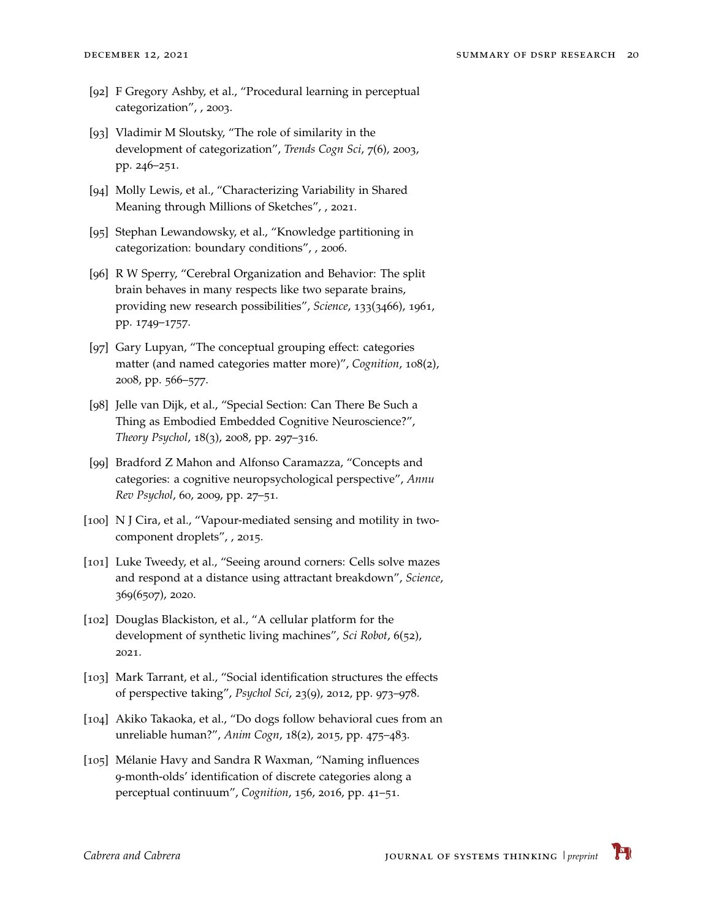[92] F Gregory Ashby, et al., "Procedural learning in perceptual categorization", , 2003.

[93] Vladimir M Sloutsky, "The role of similarity in the development of categorization", *Trends Cogn Sci*, 7(6), 2003, pp. 246–251.

[94] Molly Lewis, et al., "Characterizing Variability in Shared Meaning through Millions of Sketches", , 2021.

[95] Stephan Lewandowsky, et al., "Knowledge partitioning in categorization: boundary conditions", , 2006.

[96] R W Sperry, "Cerebral Organization and Behavior: The split brain behaves in many respects like two separate brains, providing new research possibilities", *Science*, 133(3466), 1961, pp. 1749–1757.

[97] Gary Lupyan, "The conceptual grouping effect: categories matter (and named categories matter more)", *Cognition*, 108(2), 2008, pp. 566–577.

[98] Jelle van Dijk, et al., "Special Section: Can There Be Such a Thing as Embodied Embedded Cognitive Neuroscience?", *Theory Psychol*, 18(3), 2008, pp. 297–316.

[99] Bradford Z Mahon and Alfonso Caramazza, "Concepts and categories: a cognitive neuropsychological perspective", *Annu Rev Psychol*, 60, 2009, pp. 27–51.

[100] N J Cira, et al., "Vapour-mediated sensing and motility in two-component droplets", , 2015.

[101] Luke Tweedy, et al., "Seeing around corners: Cells solve mazes and respond at a distance using attractant breakdown", *Science*, 369(6507), 2020.

[102] Douglas Blackiston, et al., "A cellular platform for the development of synthetic living machines", *Sci Robot*, 6(52), 2021.

[103] Mark Tarrant, et al., "Social identification structures the effects of perspective taking", *Psychol Sci*, 23(9), 2012, pp. 973–978.

[104] Akiko Takaoka, et al., "Do dogs follow behavioral cues from an unreliable human?", *Anim Cogn*, 18(2), 2015, pp. 475–483.

[105] Mélanie Havy and Sandra R Waxman, "Naming influences 9-month-olds' identification of discrete categories along a perceptual continuum", *Cognition*, 156, 2016, pp. 41–51.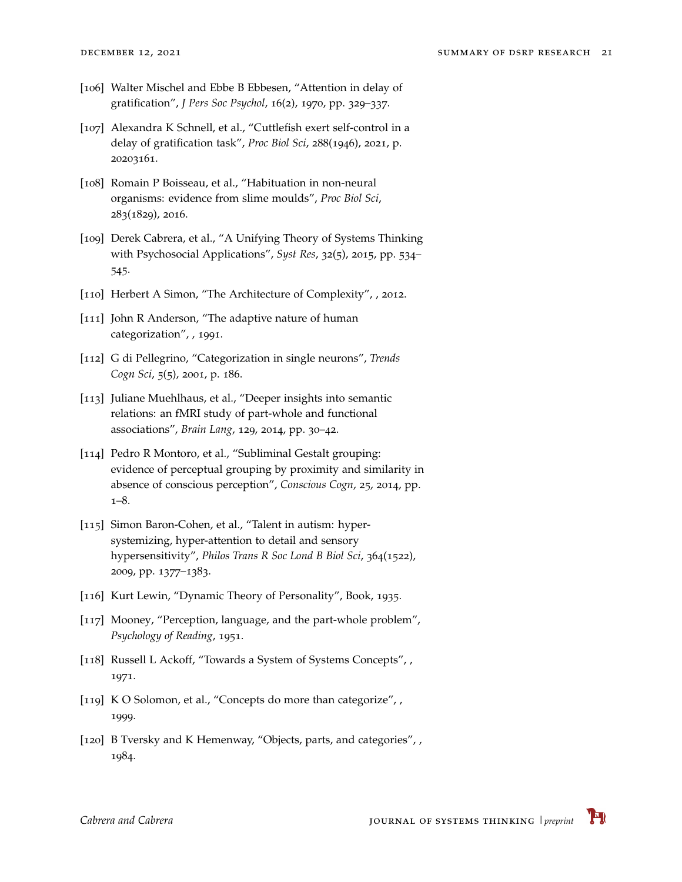[106] Walter Mischel and Ebbe B Ebbesen, "Attention in delay of gratification", *J Pers Soc Psychol*, 16(2), 1970, pp. 329–337.

[107] Alexandra K Schnell, et al., "Cuttlefish exert self-control in a delay of gratification task", *Proc Biol Sci*, 288(1946), 2021, p. 20203161.

[108] Romain P Boisseau, et al., "Habituation in non-neural organisms: evidence from slime moulds", *Proc Biol Sci*, 283(1829), 2016.

[109] Derek Cabrera, et al., "A Unifying Theory of Systems Thinking with Psychosocial Applications", *Syst Res*, 32(5), 2015, pp. 534–545.

[110] Herbert A Simon, "The Architecture of Complexity", , 2012.

[111] John R Anderson, "The adaptive nature of human categorization", , 1991.

[112] G di Pellegrino, "Categorization in single neurons", *Trends Cogn Sci*, 5(5), 2001, p. 186.

[113] Juliane Muehlhaus, et al., "Deeper insights into semantic relations: an fMRI study of part-whole and functional associations", *Brain Lang*, 129, 2014, pp. 30–42.

[114] Pedro R Montoro, et al., "Subliminal Gestalt grouping: evidence of perceptual grouping by proximity and similarity in absence of conscious perception", *Conscious Cogn*, 25, 2014, pp. 1–8.

[115] Simon Baron-Cohen, et al., "Talent in autism: hyper-systemizing, hyper-attention to detail and sensory hypersensitivity", *Philos Trans R Soc Lond B Biol Sci*, 364(1522), 2009, pp. 1377–1383.

[116] Kurt Lewin, "Dynamic Theory of Personality", Book, 1935.

[117] Mooney, "Perception, language, and the part-whole problem", *Psychology of Reading*, 1951.

[118] Russell L Ackoff, "Towards a System of Systems Concepts", , 1971.

[119] K O Solomon, et al., "Concepts do more than categorize", , 1999.

[120] B Tversky and K Hemenway, "Objects, parts, and categories", , 1984.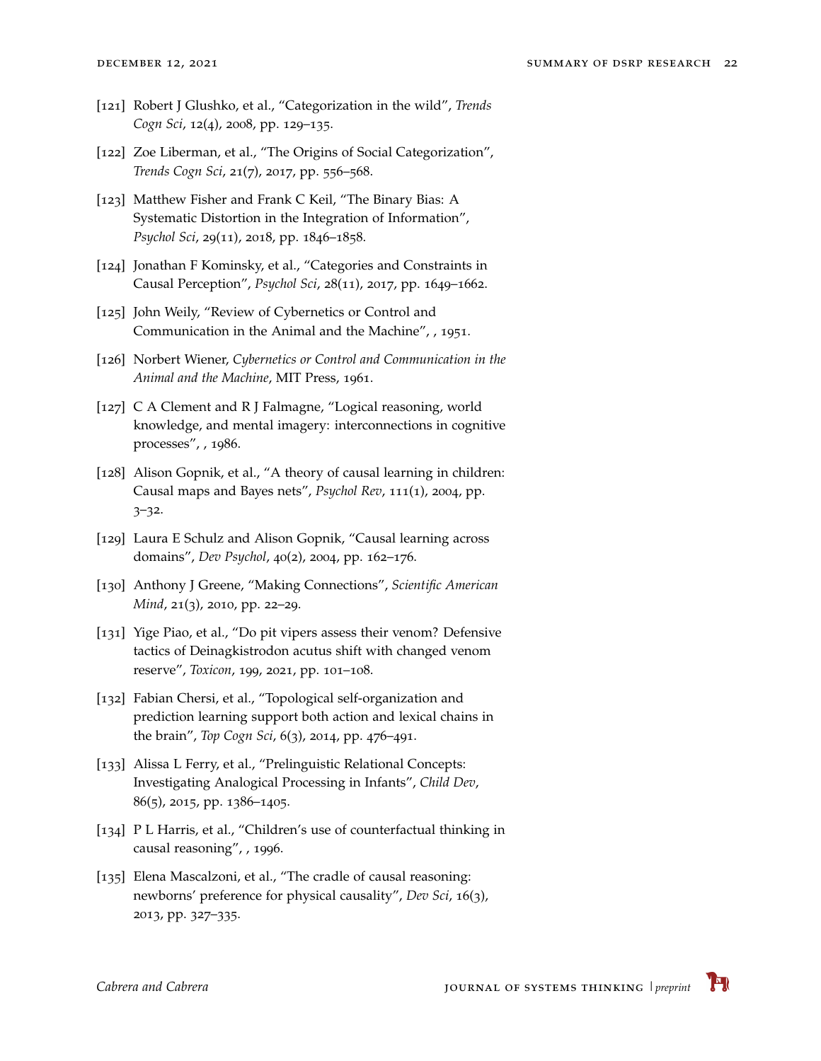[121] Robert J Glushko, et al., "Categorization in the wild", *Trends Cogn Sci*, 12(4), 2008, pp. 129–135.

[122] Zoe Liberman, et al., "The Origins of Social Categorization", *Trends Cogn Sci*, 21(7), 2017, pp. 556–568.

[123] Matthew Fisher and Frank C Keil, "The Binary Bias: A Systematic Distortion in the Integration of Information", *Psychol Sci*, 29(11), 2018, pp. 1846–1858.

[124] Jonathan F Kominsky, et al., "Categories and Constraints in Causal Perception", *Psychol Sci*, 28(11), 2017, pp. 1649–1662.

[125] John Weily, "Review of Cybernetics or Control and Communication in the Animal and the Machine", , 1951.

[126] Norbert Wiener, *Cybernetics or Control and Communication in the Animal and the Machine*, MIT Press, 1961.

[127] C A Clement and R J Falmagne, "Logical reasoning, world knowledge, and mental imagery: interconnections in cognitive processes", , 1986.

[128] Alison Gopnik, et al., "A theory of causal learning in children: Causal maps and Bayes nets", *Psychol Rev*, 111(1), 2004, pp. 3–32.

[129] Laura E Schulz and Alison Gopnik, "Causal learning across domains", *Dev Psychol*, 40(2), 2004, pp. 162–176.

[130] Anthony J Greene, "Making Connections", *Scientific American Mind*, 21(3), 2010, pp. 22–29.

[131] Yige Piao, et al., "Do pit vipers assess their venom? Defensive tactics of Deinagkistrodon acutus shift with changed venom reserve", *Toxicon*, 199, 2021, pp. 101–108.

[132] Fabian Chersi, et al., "Topological self-organization and prediction learning support both action and lexical chains in the brain", *Top Cogn Sci*, 6(3), 2014, pp. 476–491.

[133] Alissa L Ferry, et al., "Prelinguistic Relational Concepts: Investigating Analogical Processing in Infants", *Child Dev*, 86(5), 2015, pp. 1386–1405.

[134] P L Harris, et al., "Children's use of counterfactual thinking in causal reasoning", , 1996.

[135] Elena Mascalzoni, et al., "The cradle of causal reasoning: newborns' preference for physical causality", *Dev Sci*, 16(3), 2013, pp. 327–335.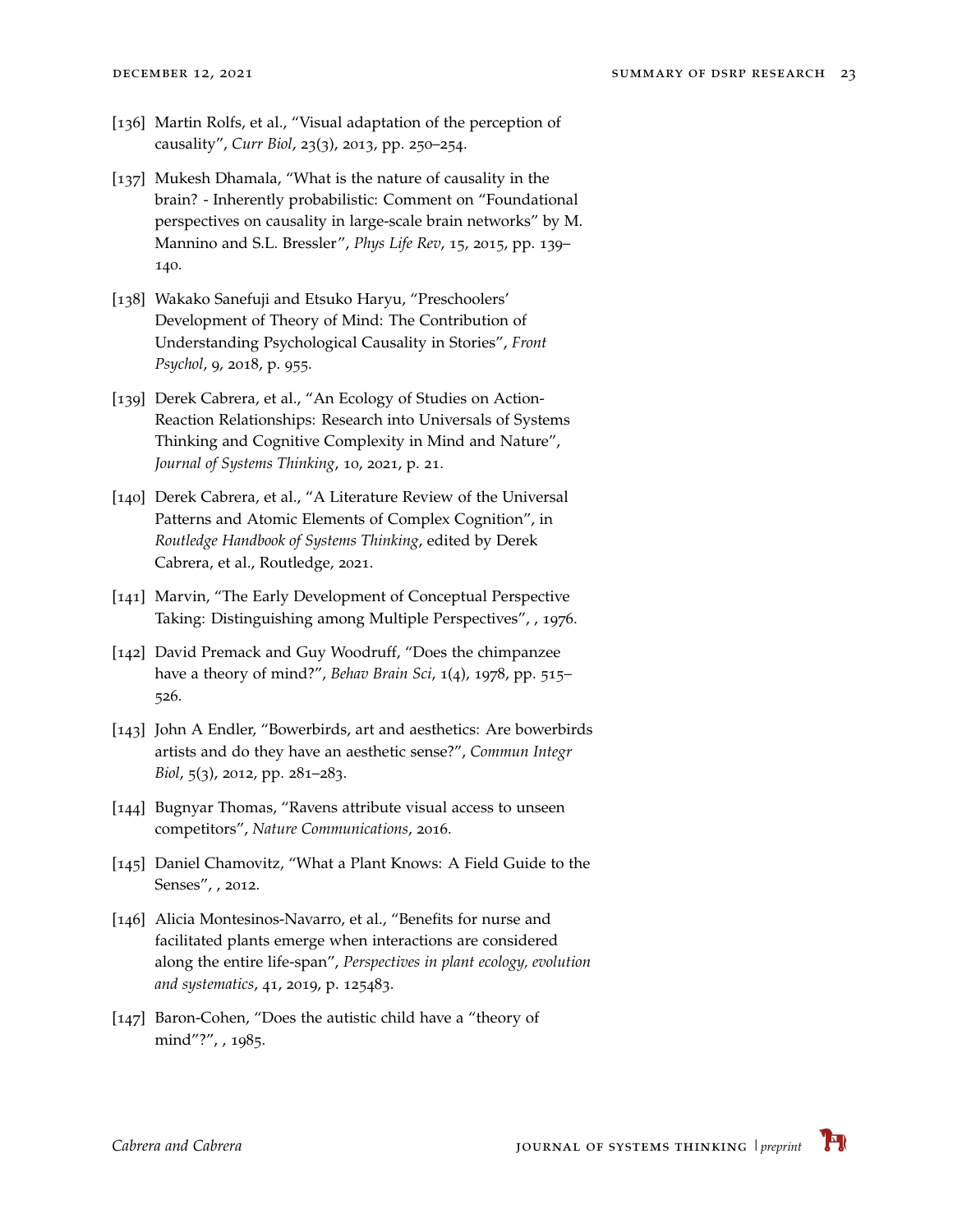[136] Martin Rolfs, et al., "Visual adaptation of the perception of causality", *Curr Biol*, 23(3), 2013, pp. 250–254.

[137] Mukesh Dhamala, "What is the nature of causality in the brain? - Inherently probabilistic: Comment on "Foundational perspectives on causality in large-scale brain networks" by M. Mannino and S.L. Bressler", *Phys Life Rev*, 15, 2015, pp. 139–140.

[138] Wakako Sanefuji and Etsuko Haryu, "Preschoolers' Development of Theory of Mind: The Contribution of Understanding Psychological Causality in Stories", *Front Psychol*, 9, 2018, p. 955.

[139] Derek Cabrera, et al., "An Ecology of Studies on Action-Reaction Relationships: Research into Universals of Systems Thinking and Cognitive Complexity in Mind and Nature", *Journal of Systems Thinking*, 10, 2021, p. 21.

[140] Derek Cabrera, et al., "A Literature Review of the Universal Patterns and Atomic Elements of Complex Cognition", in *Routledge Handbook of Systems Thinking*, edited by Derek Cabrera, et al., Routledge, 2021.

[141] Marvin, "The Early Development of Conceptual Perspective Taking: Distinguishing among Multiple Perspectives", , 1976.

[142] David Premack and Guy Woodruff, "Does the chimpanzee have a theory of mind?", *Behav Brain Sci*, 1(4), 1978, pp. 515–526.

[143] John A Endler, "Bowerbirds, art and aesthetics: Are bowerbirds artists and do they have an aesthetic sense?", *Commun Integr Biol*, 5(3), 2012, pp. 281–283.

[144] Bugnyar Thomas, "Ravens attribute visual access to unseen competitors", *Nature Communications*, 2016.

[145] Daniel Chamovitz, "What a Plant Knows: A Field Guide to the Senses", , 2012.

[146] Alicia Montesinos-Navarro, et al., "Benefits for nurse and facilitated plants emerge when interactions are considered along the entire life-span", *Perspectives in plant ecology, evolution and systematics*, 41, 2019, p. 125483.

[147] Baron-Cohen, "Does the autistic child have a "theory of mind"?", , 1985.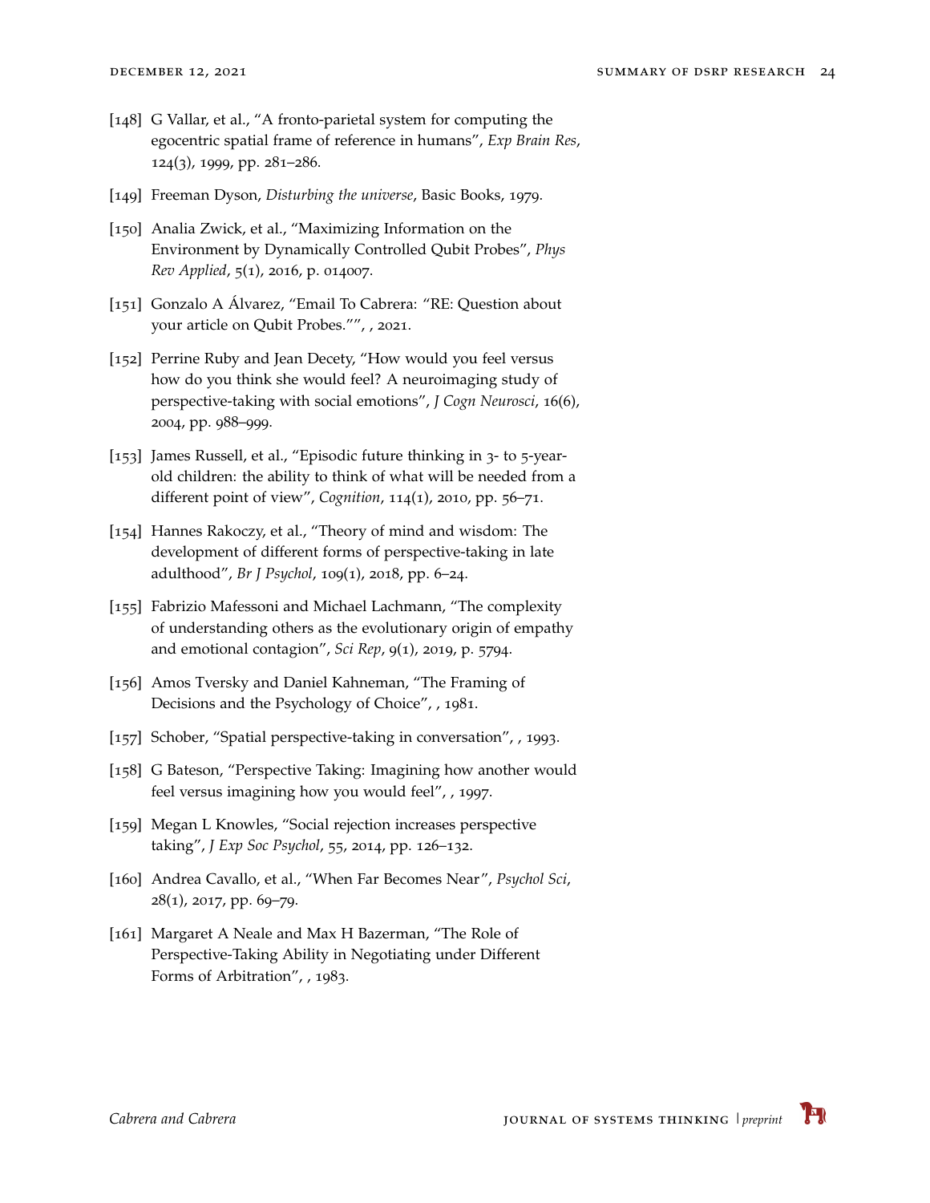[148] G Vallar, et al., "A fronto-parietal system for computing the egocentric spatial frame of reference in humans", *Exp Brain Res*, 124(3), 1999, pp. 281–286.

[149] Freeman Dyson, *Disturbing the universe*, Basic Books, 1979.

[150] Analia Zwick, et al., "Maximizing Information on the Environment by Dynamically Controlled Qubit Probes", *Phys Rev Applied*, 5(1), 2016, p. 014007.

[151] Gonzalo A Álvarez, "Email To Cabrera: "RE: Question about your article on Qubit Probes."", , 2021.

[152] Perrine Ruby and Jean Decety, "How would you feel versus how do you think she would feel? A neuroimaging study of perspective-taking with social emotions", *J Cogn Neurosci*, 16(6), 2004, pp. 988–999.

[153] James Russell, et al., "Episodic future thinking in 3- to 5-year-old children: the ability to think of what will be needed from a different point of view", *Cognition*, 114(1), 2010, pp. 56–71.

[154] Hannes Rakoczy, et al., "Theory of mind and wisdom: The development of different forms of perspective-taking in late adulthood", *Br J Psychol*, 109(1), 2018, pp. 6–24.

[155] Fabrizio Mafessoni and Michael Lachmann, "The complexity of understanding others as the evolutionary origin of empathy and emotional contagion", *Sci Rep*, 9(1), 2019, p. 5794.

[156] Amos Tversky and Daniel Kahneman, "The Framing of Decisions and the Psychology of Choice", , 1981.

[157] Schober, "Spatial perspective-taking in conversation", , 1993.

[158] G Bateson, "Perspective Taking: Imagining how another would feel versus imagining how you would feel", , 1997.

[159] Megan L Knowles, "Social rejection increases perspective taking", *J Exp Soc Psychol*, 55, 2014, pp. 126–132.

[160] Andrea Cavallo, et al., "When Far Becomes Near", *Psychol Sci*, 28(1), 2017, pp. 69–79.

[161] Margaret A Neale and Max H Bazerman, "The Role of Perspective-Taking Ability in Negotiating under Different Forms of Arbitration", , 1983.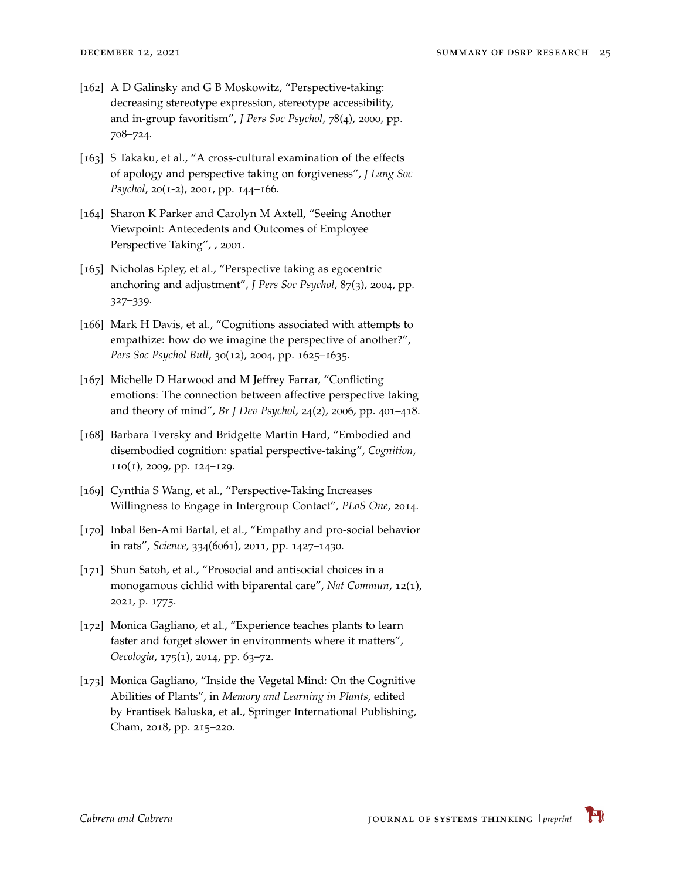[162] A D Galinsky and G B Moskowitz, "Perspective-taking: decreasing stereotype expression, stereotype accessibility, and in-group favoritism", *J Pers Soc Psychol*, 78(4), 2000, pp. 708–724.

[163] S Takaku, et al., "A cross-cultural examination of the effects of apology and perspective taking on forgiveness", *J Lang Soc Psychol*, 20(1-2), 2001, pp. 144–166.

[164] Sharon K Parker and Carolyn M Axtell, "Seeing Another Viewpoint: Antecedents and Outcomes of Employee Perspective Taking", , 2001.

[165] Nicholas Epley, et al., "Perspective taking as egocentric anchoring and adjustment", *J Pers Soc Psychol*, 87(3), 2004, pp. 327–339.

[166] Mark H Davis, et al., "Cognitions associated with attempts to empathize: how do we imagine the perspective of another?", *Pers Soc Psychol Bull*, 30(12), 2004, pp. 1625–1635.

[167] Michelle D Harwood and M Jeffrey Farrar, "Conflicting emotions: The connection between affective perspective taking and theory of mind", *Br J Dev Psychol*, 24(2), 2006, pp. 401–418.

[168] Barbara Tversky and Bridgette Martin Hard, "Embodied and disembodied cognition: spatial perspective-taking", *Cognition*, 110(1), 2009, pp. 124–129.

[169] Cynthia S Wang, et al., "Perspective-Taking Increases Willingness to Engage in Intergroup Contact", *PLoS One*, 2014.

[170] Inbal Ben-Ami Bartal, et al., "Empathy and pro-social behavior in rats", *Science*, 334(6061), 2011, pp. 1427–1430.

[171] Shun Satoh, et al., "Prosocial and antisocial choices in a monogamous cichlid with biparental care", *Nat Commun*, 12(1), 2021, p. 1775.

[172] Monica Gagliano, et al., "Experience teaches plants to learn faster and forget slower in environments where it matters", *Oecologia*, 175(1), 2014, pp. 63–72.

[173] Monica Gagliano, "Inside the Vegetal Mind: On the Cognitive Abilities of Plants", in *Memory and Learning in Plants*, edited by Frantisek Baluska, et al., Springer International Publishing, Cham, 2018, pp. 215–220.